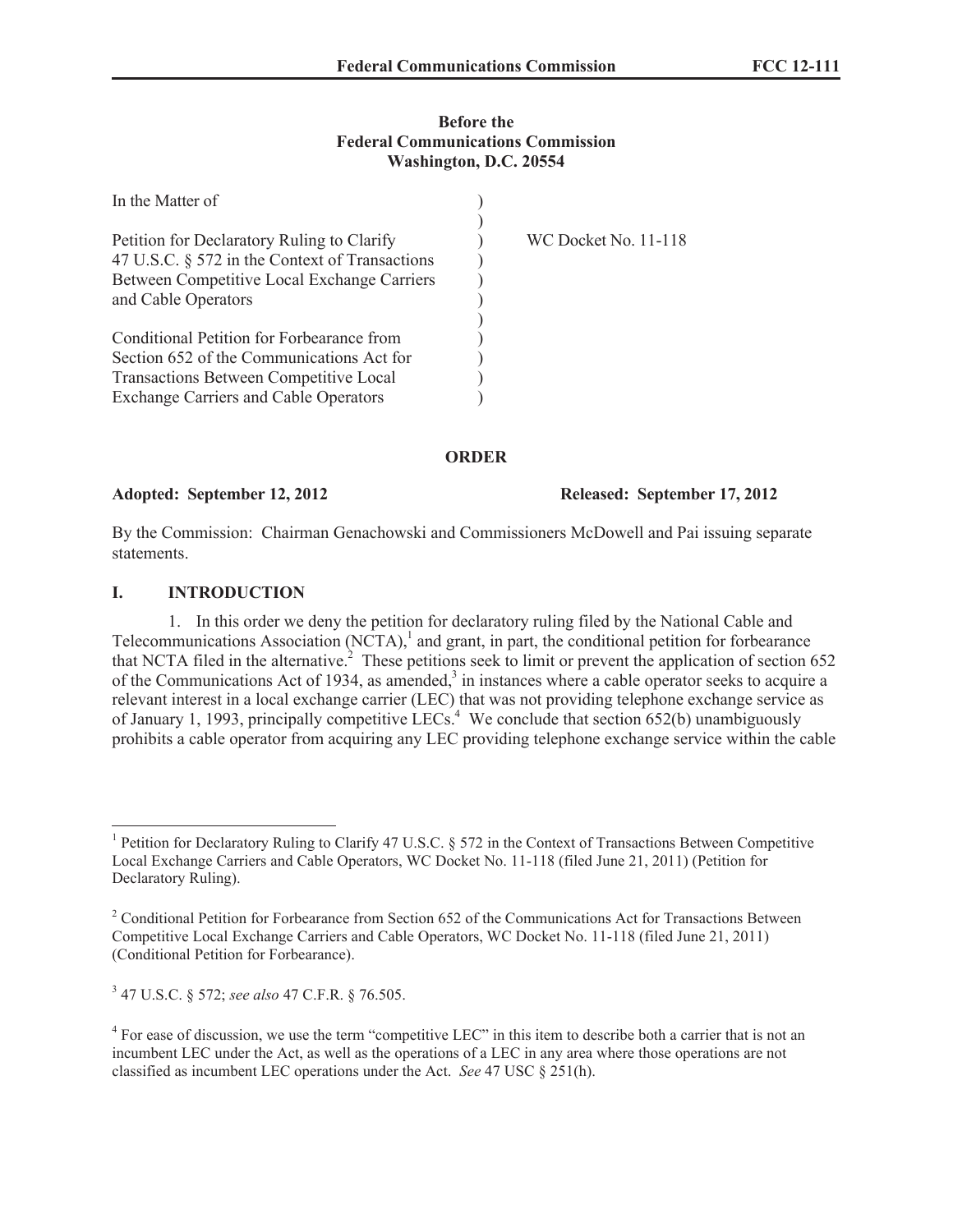**Before the**
**Federal Communications Commission**
**Washington, D.C. 20554**

| | | |
|---|---|---|
| In the Matter of | ) | |
| | ) | |
| Petition for Declaratory Ruling to Clarify 47 U.S.C. § 572 in the Context of Transactions Between Competitive Local Exchange Carriers and Cable Operators | ) | WC Docket No. 11-118 |
| | ) | |
| Conditional Petition for Forbearance from Section 652 of the Communications Act for Transactions Between Competitive Local Exchange Carriers and Cable Operators | ) | |

**ORDER**

**Adopted: September 12, 2012** **Released: September 17, 2012**

By the Commission: Chairman Genachowski and Commissioners McDowell and Pai issuing separate statements.

## I. INTRODUCTION

1. In this order we deny the petition for declaratory ruling filed by the National Cable and Telecommunications Association (NCTA),[1] and grant, in part, the conditional petition for forbearance that NCTA filed in the alternative.[2] These petitions seek to limit or prevent the application of section 652 of the Communications Act of 1934, as amended,[3] in instances where a cable operator seeks to acquire a relevant interest in a local exchange carrier (LEC) that was not providing telephone exchange service as of January 1, 1993, principally competitive LECs.[4] We conclude that section 652(b) unambiguously prohibits a cable operator from acquiring any LEC providing telephone exchange service within the cable

---

[1] Petition for Declaratory Ruling to Clarify 47 U.S.C. § 572 in the Context of Transactions Between Competitive Local Exchange Carriers and Cable Operators, WC Docket No. 11-118 (filed June 21, 2011) (Petition for Declaratory Ruling).

[2] Conditional Petition for Forbearance from Section 652 of the Communications Act for Transactions Between Competitive Local Exchange Carriers and Cable Operators, WC Docket No. 11-118 (filed June 21, 2011) (Conditional Petition for Forbearance).

[3] 47 U.S.C. § 572; *see also* 47 C.F.R. § 76.505.

[4] For ease of discussion, we use the term "competitive LEC" in this item to describe both a carrier that is not an incumbent LEC under the Act, as well as the operations of a LEC in any area where those operations are not classified as incumbent LEC operations under the Act. *See* 47 USC § 251(h).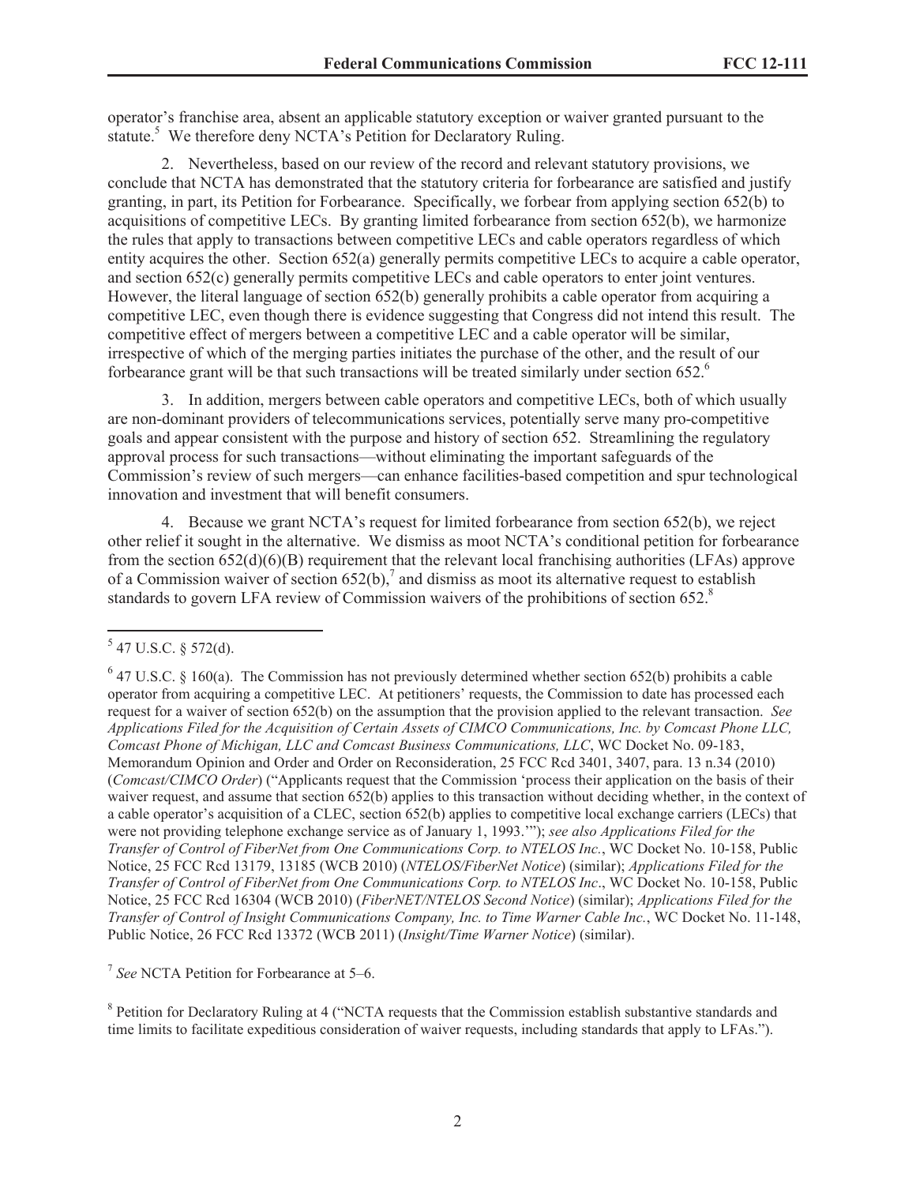operator's franchise area, absent an applicable statutory exception or waiver granted pursuant to the statute.[5] We therefore deny NCTA's Petition for Declaratory Ruling.

2. Nevertheless, based on our review of the record and relevant statutory provisions, we conclude that NCTA has demonstrated that the statutory criteria for forbearance are satisfied and justify granting, in part, its Petition for Forbearance. Specifically, we forbear from applying section 652(b) to acquisitions of competitive LECs. By granting limited forbearance from section 652(b), we harmonize the rules that apply to transactions between competitive LECs and cable operators regardless of which entity acquires the other. Section 652(a) generally permits competitive LECs to acquire a cable operator, and section 652(c) generally permits competitive LECs and cable operators to enter joint ventures. However, the literal language of section 652(b) generally prohibits a cable operator from acquiring a competitive LEC, even though there is evidence suggesting that Congress did not intend this result. The competitive effect of mergers between a competitive LEC and a cable operator will be similar, irrespective of which of the merging parties initiates the purchase of the other, and the result of our forbearance grant will be that such transactions will be treated similarly under section 652.[6]

3. In addition, mergers between cable operators and competitive LECs, both of which usually are non-dominant providers of telecommunications services, potentially serve many pro-competitive goals and appear consistent with the purpose and history of section 652. Streamlining the regulatory approval process for such transactions—without eliminating the important safeguards of the Commission's review of such mergers—can enhance facilities-based competition and spur technological innovation and investment that will benefit consumers.

4. Because we grant NCTA's request for limited forbearance from section 652(b), we reject other relief it sought in the alternative. We dismiss as moot NCTA's conditional petition for forbearance from the section 652(d)(6)(B) requirement that the relevant local franchising authorities (LFAs) approve of a Commission waiver of section 652(b),[7] and dismiss as moot its alternative request to establish standards to govern LFA review of Commission waivers of the prohibitions of section 652.[8]

---

[5] 47 U.S.C. § 572(d).

[6] 47 U.S.C. § 160(a). The Commission has not previously determined whether section 652(b) prohibits a cable operator from acquiring a competitive LEC. At petitioners' requests, the Commission to date has processed each request for a waiver of section 652(b) on the assumption that the provision applied to the relevant transaction. *See Applications Filed for the Acquisition of Certain Assets of CIMCO Communications, Inc. by Comcast Phone LLC, Comcast Phone of Michigan, LLC and Comcast Business Communications, LLC*, WC Docket No. 09-183, Memorandum Opinion and Order and Order on Reconsideration, 25 FCC Rcd 3401, 3407, para. 13 n.34 (2010) (*Comcast/CIMCO Order*) ("Applicants request that the Commission 'process their application on the basis of their waiver request, and assume that section 652(b) applies to this transaction without deciding whether, in the context of a cable operator's acquisition of a CLEC, section 652(b) applies to competitive local exchange carriers (LECs) that were not providing telephone exchange service as of January 1, 1993.'"); *see also Applications Filed for the Transfer of Control of FiberNet from One Communications Corp. to NTELOS Inc.*, WC Docket No. 10-158, Public Notice, 25 FCC Rcd 13179, 13185 (WCB 2010) (*NTELOS/FiberNet Notice*) (similar); *Applications Filed for the Transfer of Control of FiberNet from One Communications Corp. to NTELOS Inc*., WC Docket No. 10-158, Public Notice, 25 FCC Rcd 16304 (WCB 2010) (*FiberNET/NTELOS Second Notice*) (similar); *Applications Filed for the Transfer of Control of Insight Communications Company, Inc. to Time Warner Cable Inc.*, WC Docket No. 11-148, Public Notice, 26 FCC Rcd 13372 (WCB 2011) (*Insight/Time Warner Notice*) (similar).

[7] *See* NCTA Petition for Forbearance at 5–6.

[8] Petition for Declaratory Ruling at 4 ("NCTA requests that the Commission establish substantive standards and time limits to facilitate expeditious consideration of waiver requests, including standards that apply to LFAs.").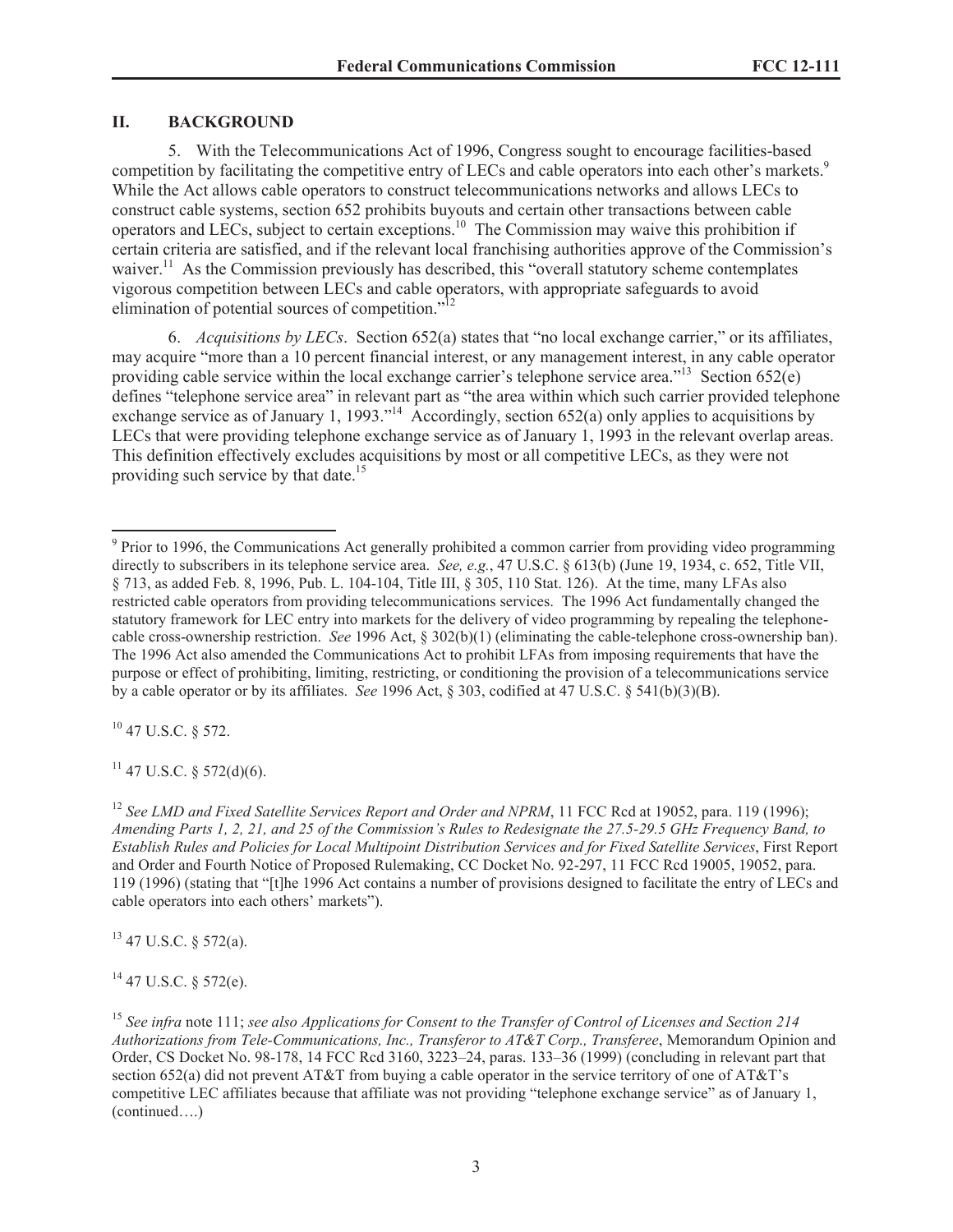## II. BACKGROUND

5. With the Telecommunications Act of 1996, Congress sought to encourage facilities-based competition by facilitating the competitive entry of LECs and cable operators into each other's markets.[9] While the Act allows cable operators to construct telecommunications networks and allows LECs to construct cable systems, section 652 prohibits buyouts and certain other transactions between cable operators and LECs, subject to certain exceptions.[10] The Commission may waive this prohibition if certain criteria are satisfied, and if the relevant local franchising authorities approve of the Commission's waiver.[11] As the Commission previously has described, this "overall statutory scheme contemplates vigorous competition between LECs and cable operators, with appropriate safeguards to avoid elimination of potential sources of competition."[12]

6. *Acquisitions by LECs*. Section 652(a) states that "no local exchange carrier," or its affiliates, may acquire "more than a 10 percent financial interest, or any management interest, in any cable operator providing cable service within the local exchange carrier's telephone service area."[13] Section 652(e) defines "telephone service area" in relevant part as "the area within which such carrier provided telephone exchange service as of January 1, 1993."[14] Accordingly, section 652(a) only applies to acquisitions by LECs that were providing telephone exchange service as of January 1, 1993 in the relevant overlap areas. This definition effectively excludes acquisitions by most or all competitive LECs, as they were not providing such service by that date.[15]

---

[9] Prior to 1996, the Communications Act generally prohibited a common carrier from providing video programming directly to subscribers in its telephone service area. *See, e.g.*, 47 U.S.C. § 613(b) (June 19, 1934, c. 652, Title VII, § 713, as added Feb. 8, 1996, Pub. L. 104-104, Title III, § 305, 110 Stat. 126). At the time, many LFAs also restricted cable operators from providing telecommunications services. The 1996 Act fundamentally changed the statutory framework for LEC entry into markets for the delivery of video programming by repealing the telephone-cable cross-ownership restriction. *See* 1996 Act, § 302(b)(1) (eliminating the cable-telephone cross-ownership ban). The 1996 Act also amended the Communications Act to prohibit LFAs from imposing requirements that have the purpose or effect of prohibiting, limiting, restricting, or conditioning the provision of a telecommunications service by a cable operator or by its affiliates. *See* 1996 Act, § 303, codified at 47 U.S.C. § 541(b)(3)(B).

[10] 47 U.S.C. § 572.

[11] 47 U.S.C. § 572(d)(6).

[12] *See LMD and Fixed Satellite Services Report and Order and NPRM*, 11 FCC Rcd at 19052, para. 119 (1996); *Amending Parts 1, 2, 21, and 25 of the Commission's Rules to Redesignate the 27.5-29.5 GHz Frequency Band, to Establish Rules and Policies for Local Multipoint Distribution Services and for Fixed Satellite Services*, First Report and Order and Fourth Notice of Proposed Rulemaking, CC Docket No. 92-297, 11 FCC Rcd 19005, 19052, para. 119 (1996) (stating that "[t]he 1996 Act contains a number of provisions designed to facilitate the entry of LECs and cable operators into each others' markets").

[13] 47 U.S.C. § 572(a).

[14] 47 U.S.C. § 572(e).

[15] *See infra* note 111; *see also Applications for Consent to the Transfer of Control of Licenses and Section 214 Authorizations from Tele-Communications, Inc., Transferor to AT&T Corp., Transferee*, Memorandum Opinion and Order, CS Docket No. 98-178, 14 FCC Rcd 3160, 3223–24, paras. 133–36 (1999) (concluding in relevant part that section 652(a) did not prevent AT&T from buying a cable operator in the service territory of one of AT&T's competitive LEC affiliates because that affiliate was not providing "telephone exchange service" as of January 1, (continued….)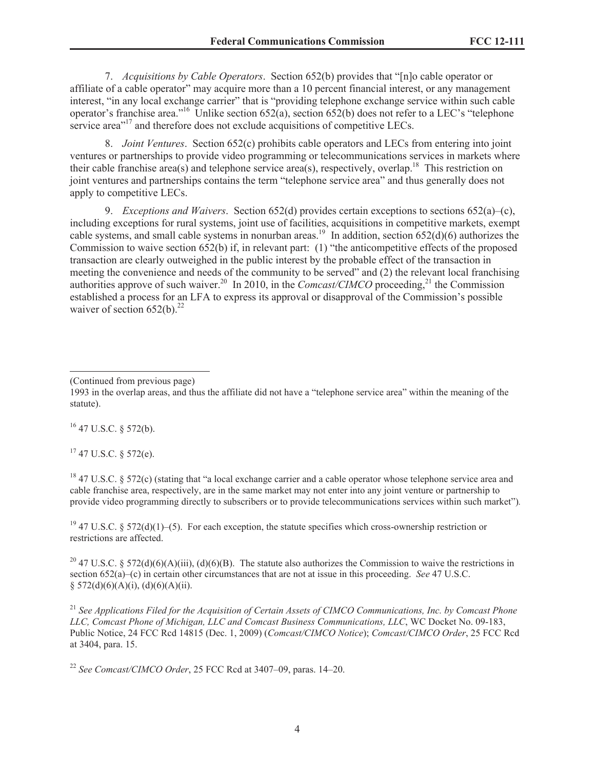7. *Acquisitions by Cable Operators*. Section 652(b) provides that "[n]o cable operator or affiliate of a cable operator" may acquire more than a 10 percent financial interest, or any management interest, "in any local exchange carrier" that is "providing telephone exchange service within such cable operator's franchise area."[16] Unlike section 652(a), section 652(b) does not refer to a LEC's "telephone service area"[17] and therefore does not exclude acquisitions of competitive LECs.

8. *Joint Ventures*. Section 652(c) prohibits cable operators and LECs from entering into joint ventures or partnerships to provide video programming or telecommunications services in markets where their cable franchise area(s) and telephone service area(s), respectively, overlap.[18] This restriction on joint ventures and partnerships contains the term "telephone service area" and thus generally does not apply to competitive LECs.

9. *Exceptions and Waivers*. Section 652(d) provides certain exceptions to sections 652(a)–(c), including exceptions for rural systems, joint use of facilities, acquisitions in competitive markets, exempt cable systems, and small cable systems in nonurban areas.[19] In addition, section 652(d)(6) authorizes the Commission to waive section 652(b) if, in relevant part: (1) "the anticompetitive effects of the proposed transaction are clearly outweighed in the public interest by the probable effect of the transaction in meeting the convenience and needs of the community to be served" and (2) the relevant local franchising authorities approve of such waiver.[20] In 2010, in the *Comcast/CIMCO* proceeding,[21] the Commission established a process for an LFA to express its approval or disapproval of the Commission's possible waiver of section 652(b).[22]

---

(Continued from previous page)
1993 in the overlap areas, and thus the affiliate did not have a "telephone service area" within the meaning of the statute).

[16] 47 U.S.C. § 572(b).

[17] 47 U.S.C. § 572(e).

[18] 47 U.S.C. § 572(c) (stating that "a local exchange carrier and a cable operator whose telephone service area and cable franchise area, respectively, are in the same market may not enter into any joint venture or partnership to provide video programming directly to subscribers or to provide telecommunications services within such market").

[19] 47 U.S.C. § 572(d)(1)–(5). For each exception, the statute specifies which cross-ownership restriction or restrictions are affected.

[20] 47 U.S.C. § 572(d)(6)(A)(iii), (d)(6)(B). The statute also authorizes the Commission to waive the restrictions in section 652(a)–(c) in certain other circumstances that are not at issue in this proceeding. *See* 47 U.S.C. § 572(d)(6)(A)(i), (d)(6)(A)(ii).

[21] *See Applications Filed for the Acquisition of Certain Assets of CIMCO Communications, Inc. by Comcast Phone LLC, Comcast Phone of Michigan, LLC and Comcast Business Communications, LLC*, WC Docket No. 09-183, Public Notice, 24 FCC Rcd 14815 (Dec. 1, 2009) (*Comcast/CIMCO Notice*); *Comcast/CIMCO Order*, 25 FCC Rcd at 3404, para. 15.

[22] *See Comcast/CIMCO Order*, 25 FCC Rcd at 3407–09, paras. 14–20.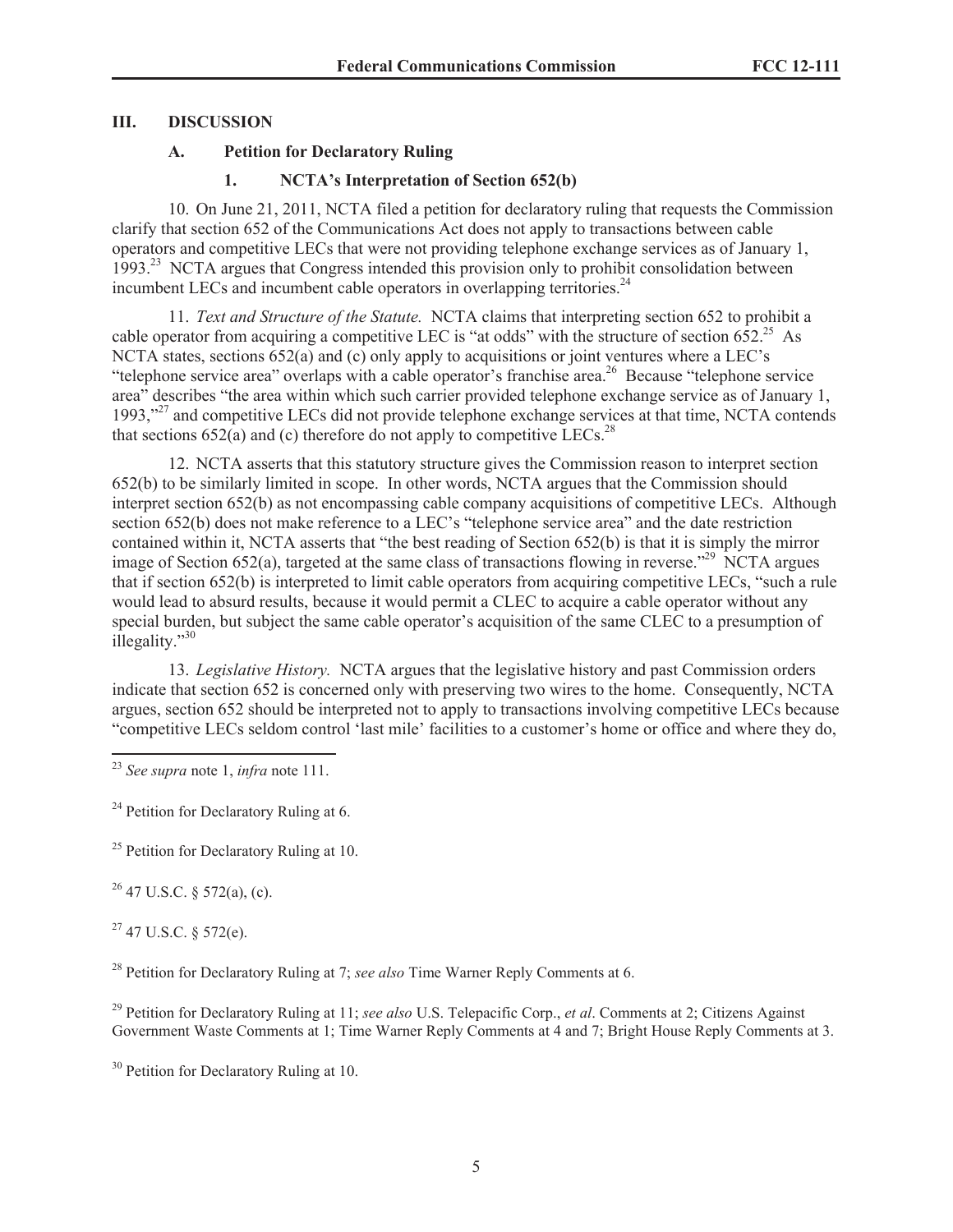## III. DISCUSSION

### A. Petition for Declaratory Ruling

#### 1. NCTA's Interpretation of Section 652(b)

10. On June 21, 2011, NCTA filed a petition for declaratory ruling that requests the Commission clarify that section 652 of the Communications Act does not apply to transactions between cable operators and competitive LECs that were not providing telephone exchange services as of January 1, 1993.[23] NCTA argues that Congress intended this provision only to prohibit consolidation between incumbent LECs and incumbent cable operators in overlapping territories.[24]

11. *Text and Structure of the Statute.* NCTA claims that interpreting section 652 to prohibit a cable operator from acquiring a competitive LEC is "at odds" with the structure of section 652.[25] As NCTA states, sections 652(a) and (c) only apply to acquisitions or joint ventures where a LEC's "telephone service area" overlaps with a cable operator's franchise area.[26] Because "telephone service area" describes "the area within which such carrier provided telephone exchange service as of January 1, 1993,"[27] and competitive LECs did not provide telephone exchange services at that time, NCTA contends that sections 652(a) and (c) therefore do not apply to competitive LECs.[28]

12. NCTA asserts that this statutory structure gives the Commission reason to interpret section 652(b) to be similarly limited in scope. In other words, NCTA argues that the Commission should interpret section 652(b) as not encompassing cable company acquisitions of competitive LECs. Although section 652(b) does not make reference to a LEC's "telephone service area" and the date restriction contained within it, NCTA asserts that "the best reading of Section 652(b) is that it is simply the mirror image of Section 652(a), targeted at the same class of transactions flowing in reverse."[29] NCTA argues that if section 652(b) is interpreted to limit cable operators from acquiring competitive LECs, "such a rule would lead to absurd results, because it would permit a CLEC to acquire a cable operator without any special burden, but subject the same cable operator's acquisition of the same CLEC to a presumption of illegality."[30]

13. *Legislative History.* NCTA argues that the legislative history and past Commission orders indicate that section 652 is concerned only with preserving two wires to the home. Consequently, NCTA argues, section 652 should be interpreted not to apply to transactions involving competitive LECs because "competitive LECs seldom control 'last mile' facilities to a customer's home or office and where they do,

---

[23] *See supra* note 1, *infra* note 111.

[24] Petition for Declaratory Ruling at 6.

[25] Petition for Declaratory Ruling at 10.

[26] 47 U.S.C. § 572(a), (c).

[27] 47 U.S.C. § 572(e).

[28] Petition for Declaratory Ruling at 7; *see also* Time Warner Reply Comments at 6.

[29] Petition for Declaratory Ruling at 11; *see also* U.S. Telepacific Corp., *et al*. Comments at 2; Citizens Against Government Waste Comments at 1; Time Warner Reply Comments at 4 and 7; Bright House Reply Comments at 3.

[30] Petition for Declaratory Ruling at 10.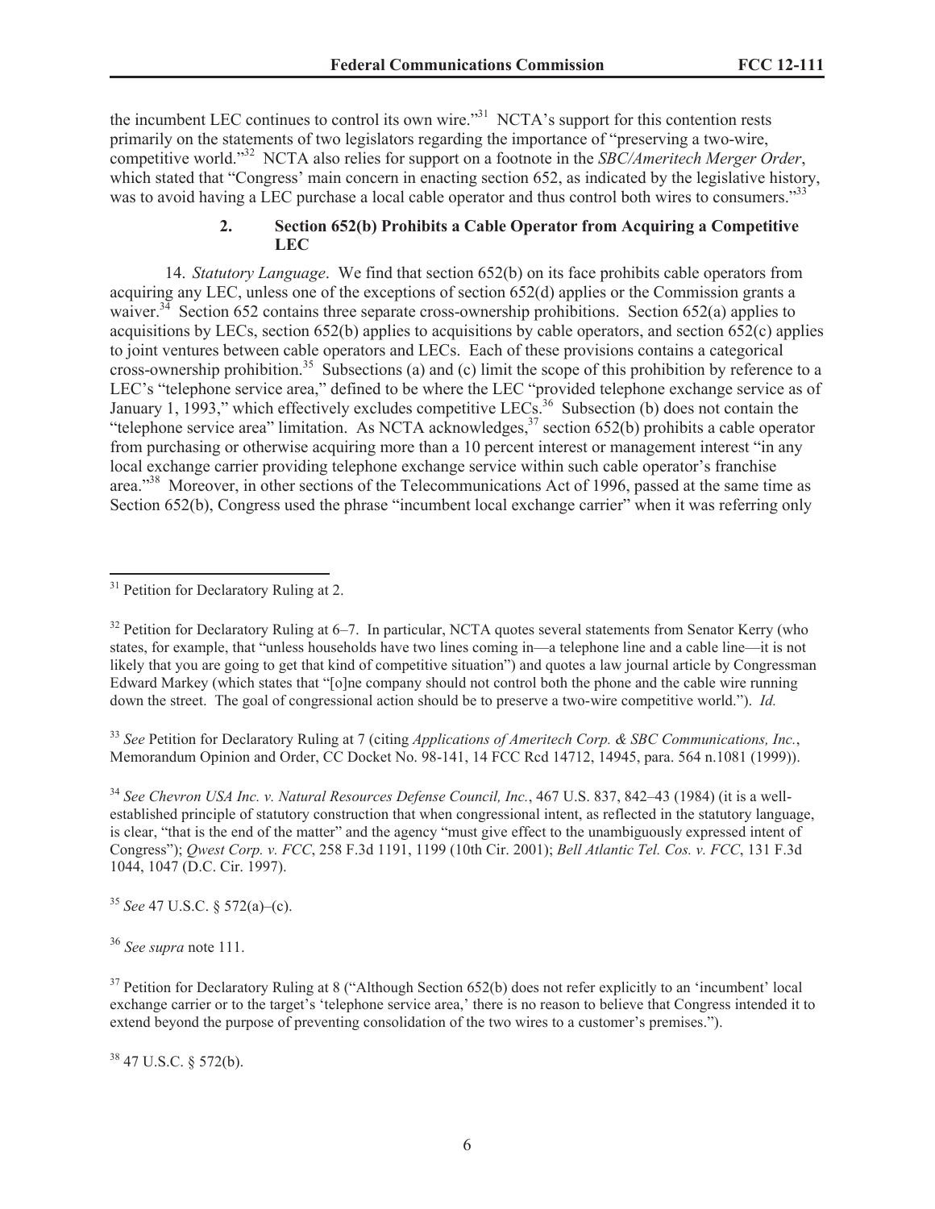the incumbent LEC continues to control its own wire."[31] NCTA's support for this contention rests primarily on the statements of two legislators regarding the importance of "preserving a two-wire, competitive world."[32] NCTA also relies for support on a footnote in the *SBC/Ameritech Merger Order*, which stated that "Congress' main concern in enacting section 652, as indicated by the legislative history, was to avoid having a LEC purchase a local cable operator and thus control both wires to consumers."[33]

### 2. Section 652(b) Prohibits a Cable Operator from Acquiring a Competitive LEC

14. *Statutory Language*. We find that section 652(b) on its face prohibits cable operators from acquiring any LEC, unless one of the exceptions of section 652(d) applies or the Commission grants a waiver.[34] Section 652 contains three separate cross-ownership prohibitions. Section 652(a) applies to acquisitions by LECs, section 652(b) applies to acquisitions by cable operators, and section 652(c) applies to joint ventures between cable operators and LECs. Each of these provisions contains a categorical cross-ownership prohibition.[35] Subsections (a) and (c) limit the scope of this prohibition by reference to a LEC's "telephone service area," defined to be where the LEC "provided telephone exchange service as of January 1, 1993," which effectively excludes competitive LECs.[36] Subsection (b) does not contain the "telephone service area" limitation. As NCTA acknowledges,[37] section 652(b) prohibits a cable operator from purchasing or otherwise acquiring more than a 10 percent interest or management interest "in any local exchange carrier providing telephone exchange service within such cable operator's franchise area."[38] Moreover, in other sections of the Telecommunications Act of 1996, passed at the same time as Section 652(b), Congress used the phrase "incumbent local exchange carrier" when it was referring only

---

[31] Petition for Declaratory Ruling at 2.

[32] Petition for Declaratory Ruling at 6–7. In particular, NCTA quotes several statements from Senator Kerry (who states, for example, that "unless households have two lines coming in—a telephone line and a cable line—it is not likely that you are going to get that kind of competitive situation") and quotes a law journal article by Congressman Edward Markey (which states that "[o]ne company should not control both the phone and the cable wire running down the street. The goal of congressional action should be to preserve a two-wire competitive world."). *Id.*

[33] *See* Petition for Declaratory Ruling at 7 (citing *Applications of Ameritech Corp. & SBC Communications, Inc.*, Memorandum Opinion and Order, CC Docket No. 98-141, 14 FCC Rcd 14712, 14945, para. 564 n.1081 (1999)).

[34] *See Chevron USA Inc. v. Natural Resources Defense Council, Inc.*, 467 U.S. 837, 842–43 (1984) (it is a well-established principle of statutory construction that when congressional intent, as reflected in the statutory language, is clear, "that is the end of the matter" and the agency "must give effect to the unambiguously expressed intent of Congress"); *Qwest Corp. v. FCC*, 258 F.3d 1191, 1199 (10th Cir. 2001); *Bell Atlantic Tel. Cos. v. FCC*, 131 F.3d 1044, 1047 (D.C. Cir. 1997).

[35] *See* 47 U.S.C. § 572(a)–(c).

[36] *See supra* note 111.

[37] Petition for Declaratory Ruling at 8 ("Although Section 652(b) does not refer explicitly to an 'incumbent' local exchange carrier or to the target's 'telephone service area,' there is no reason to believe that Congress intended it to extend beyond the purpose of preventing consolidation of the two wires to a customer's premises.").

[38] 47 U.S.C. § 572(b).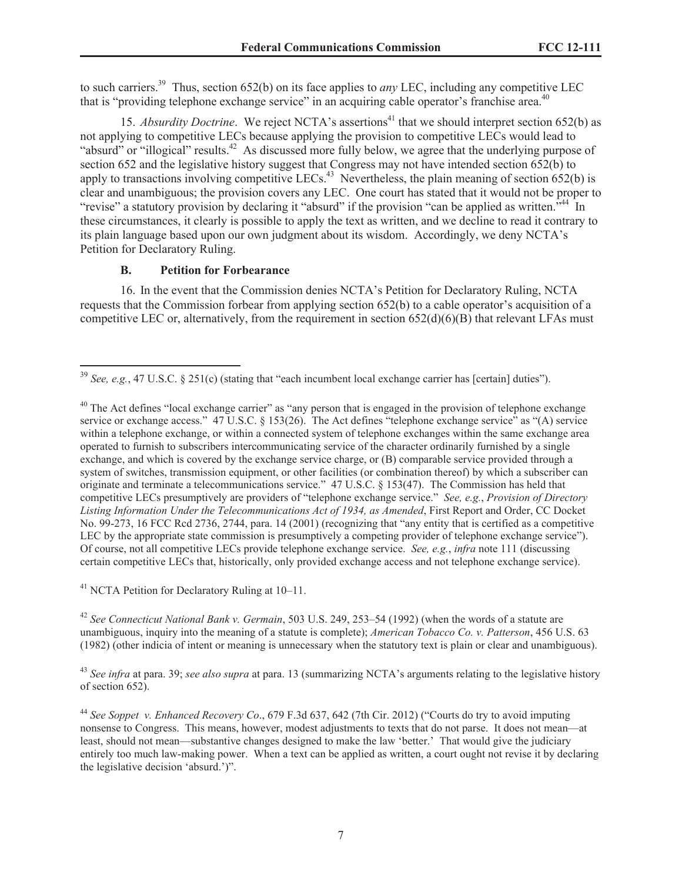to such carriers.[39] Thus, section 652(b) on its face applies to *any* LEC, including any competitive LEC that is "providing telephone exchange service" in an acquiring cable operator's franchise area.[40]

15. *Absurdity Doctrine*. We reject NCTA's assertions[41] that we should interpret section 652(b) as not applying to competitive LECs because applying the provision to competitive LECs would lead to "absurd" or "illogical" results.[42] As discussed more fully below, we agree that the underlying purpose of section 652 and the legislative history suggest that Congress may not have intended section 652(b) to apply to transactions involving competitive LECs.[43] Nevertheless, the plain meaning of section 652(b) is clear and unambiguous; the provision covers any LEC. One court has stated that it would not be proper to "revise" a statutory provision by declaring it "absurd" if the provision "can be applied as written."[44] In these circumstances, it clearly is possible to apply the text as written, and we decline to read it contrary to its plain language based upon our own judgment about its wisdom. Accordingly, we deny NCTA's Petition for Declaratory Ruling.

### B. Petition for Forbearance

16. In the event that the Commission denies NCTA's Petition for Declaratory Ruling, NCTA requests that the Commission forbear from applying section 652(b) to a cable operator's acquisition of a competitive LEC or, alternatively, from the requirement in section 652(d)(6)(B) that relevant LFAs must

---

[39] *See, e.g.*, 47 U.S.C. § 251(c) (stating that "each incumbent local exchange carrier has [certain] duties").

[40] The Act defines "local exchange carrier" as "any person that is engaged in the provision of telephone exchange service or exchange access." 47 U.S.C. § 153(26). The Act defines "telephone exchange service" as "(A) service within a telephone exchange, or within a connected system of telephone exchanges within the same exchange area operated to furnish to subscribers intercommunicating service of the character ordinarily furnished by a single exchange, and which is covered by the exchange service charge, or (B) comparable service provided through a system of switches, transmission equipment, or other facilities (or combination thereof) by which a subscriber can originate and terminate a telecommunications service." 47 U.S.C. § 153(47). The Commission has held that competitive LECs presumptively are providers of "telephone exchange service." *See, e.g.*, *Provision of Directory Listing Information Under the Telecommunications Act of 1934, as Amended*, First Report and Order, CC Docket No. 99-273, 16 FCC Rcd 2736, 2744, para. 14 (2001) (recognizing that "any entity that is certified as a competitive LEC by the appropriate state commission is presumptively a competing provider of telephone exchange service"). Of course, not all competitive LECs provide telephone exchange service. *See, e.g.*, *infra* note 111 (discussing certain competitive LECs that, historically, only provided exchange access and not telephone exchange service).

[41] NCTA Petition for Declaratory Ruling at 10–11.

[42] *See Connecticut National Bank v. Germain*, 503 U.S. 249, 253–54 (1992) (when the words of a statute are unambiguous, inquiry into the meaning of a statute is complete); *American Tobacco Co. v. Patterson*, 456 U.S. 63 (1982) (other indicia of intent or meaning is unnecessary when the statutory text is plain or clear and unambiguous).

[43] *See infra* at para. 39; *see also supra* at para. 13 (summarizing NCTA's arguments relating to the legislative history of section 652).

[44] *See Soppet v. Enhanced Recovery Co*., 679 F.3d 637, 642 (7th Cir. 2012) ("Courts do try to avoid imputing nonsense to Congress. This means, however, modest adjustments to texts that do not parse. It does not mean—at least, should not mean—substantive changes designed to make the law 'better.' That would give the judiciary entirely too much law-making power. When a text can be applied as written, a court ought not revise it by declaring the legislative decision 'absurd.')".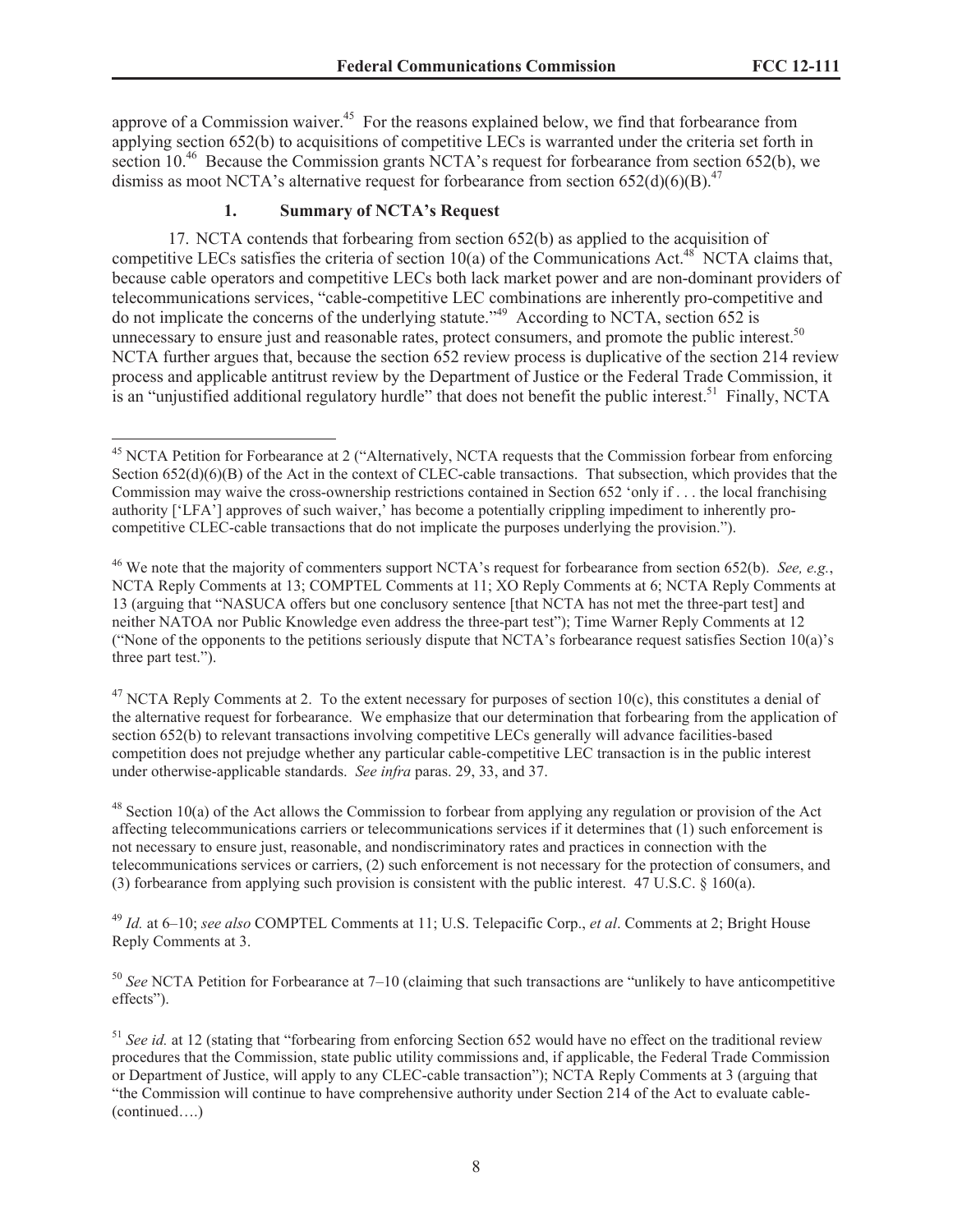approve of a Commission waiver.[45] For the reasons explained below, we find that forbearance from applying section 652(b) to acquisitions of competitive LECs is warranted under the criteria set forth in section 10.[46] Because the Commission grants NCTA's request for forbearance from section 652(b), we dismiss as moot NCTA's alternative request for forbearance from section 652(d)(6)(B).[47]

### 1. Summary of NCTA's Request

17. NCTA contends that forbearing from section 652(b) as applied to the acquisition of competitive LECs satisfies the criteria of section 10(a) of the Communications Act.[48] NCTA claims that, because cable operators and competitive LECs both lack market power and are non-dominant providers of telecommunications services, "cable-competitive LEC combinations are inherently pro-competitive and do not implicate the concerns of the underlying statute."[49] According to NCTA, section 652 is unnecessary to ensure just and reasonable rates, protect consumers, and promote the public interest.[50] NCTA further argues that, because the section 652 review process is duplicative of the section 214 review process and applicable antitrust review by the Department of Justice or the Federal Trade Commission, it is an "unjustified additional regulatory hurdle" that does not benefit the public interest.[51] Finally, NCTA

---

[45] NCTA Petition for Forbearance at 2 ("Alternatively, NCTA requests that the Commission forbear from enforcing Section 652(d)(6)(B) of the Act in the context of CLEC-cable transactions. That subsection, which provides that the Commission may waive the cross-ownership restrictions contained in Section 652 'only if . . . the local franchising authority ['LFA'] approves of such waiver,' has become a potentially crippling impediment to inherently pro-competitive CLEC-cable transactions that do not implicate the purposes underlying the provision.").

[46] We note that the majority of commenters support NCTA's request for forbearance from section 652(b). *See, e.g.*, NCTA Reply Comments at 13; COMPTEL Comments at 11; XO Reply Comments at 6; NCTA Reply Comments at 13 (arguing that "NASUCA offers but one conclusory sentence [that NCTA has not met the three-part test] and neither NATOA nor Public Knowledge even address the three-part test"); Time Warner Reply Comments at 12 ("None of the opponents to the petitions seriously dispute that NCTA's forbearance request satisfies Section 10(a)'s three part test.").

[47] NCTA Reply Comments at 2. To the extent necessary for purposes of section 10(c), this constitutes a denial of the alternative request for forbearance. We emphasize that our determination that forbearing from the application of section 652(b) to relevant transactions involving competitive LECs generally will advance facilities-based competition does not prejudge whether any particular cable-competitive LEC transaction is in the public interest under otherwise-applicable standards. *See infra* paras. 29, 33, and 37.

[48] Section 10(a) of the Act allows the Commission to forbear from applying any regulation or provision of the Act affecting telecommunications carriers or telecommunications services if it determines that (1) such enforcement is not necessary to ensure just, reasonable, and nondiscriminatory rates and practices in connection with the telecommunications services or carriers, (2) such enforcement is not necessary for the protection of consumers, and (3) forbearance from applying such provision is consistent with the public interest. 47 U.S.C. § 160(a).

[49] *Id.* at 6–10; *see also* COMPTEL Comments at 11; U.S. Telepacific Corp., *et al*. Comments at 2; Bright House Reply Comments at 3.

[50] *See* NCTA Petition for Forbearance at 7–10 (claiming that such transactions are "unlikely to have anticompetitive effects").

[51] *See id.* at 12 (stating that "forbearing from enforcing Section 652 would have no effect on the traditional review procedures that the Commission, state public utility commissions and, if applicable, the Federal Trade Commission or Department of Justice, will apply to any CLEC-cable transaction"); NCTA Reply Comments at 3 (arguing that "the Commission will continue to have comprehensive authority under Section 214 of the Act to evaluate cable-(continued….)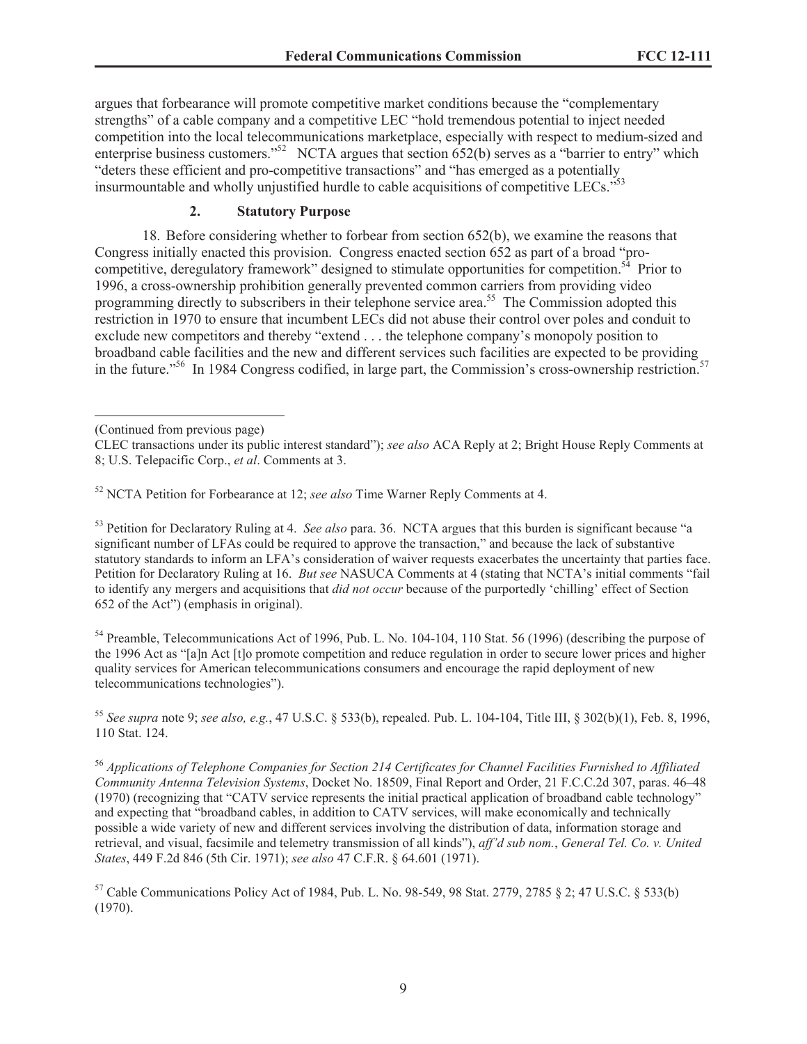argues that forbearance will promote competitive market conditions because the "complementary strengths" of a cable company and a competitive LEC "hold tremendous potential to inject needed competition into the local telecommunications marketplace, especially with respect to medium-sized and enterprise business customers."[52] NCTA argues that section 652(b) serves as a "barrier to entry" which "deters these efficient and pro-competitive transactions" and "has emerged as a potentially insurmountable and wholly unjustified hurdle to cable acquisitions of competitive LECs."[53]

### 2. Statutory Purpose

18. Before considering whether to forbear from section 652(b), we examine the reasons that Congress initially enacted this provision. Congress enacted section 652 as part of a broad "pro-competitive, deregulatory framework" designed to stimulate opportunities for competition.[54] Prior to 1996, a cross-ownership prohibition generally prevented common carriers from providing video programming directly to subscribers in their telephone service area.[55] The Commission adopted this restriction in 1970 to ensure that incumbent LECs did not abuse their control over poles and conduit to exclude new competitors and thereby "extend . . . the telephone company's monopoly position to broadband cable facilities and the new and different services such facilities are expected to be providing in the future."[56] In 1984 Congress codified, in large part, the Commission's cross-ownership restriction.[57]

---

(Continued from previous page)

CLEC transactions under its public interest standard"); *see also* ACA Reply at 2; Bright House Reply Comments at 8; U.S. Telepacific Corp., *et al*. Comments at 3.

[52] NCTA Petition for Forbearance at 12; *see also* Time Warner Reply Comments at 4.

[53] Petition for Declaratory Ruling at 4. *See also* para. 36. NCTA argues that this burden is significant because "a significant number of LFAs could be required to approve the transaction," and because the lack of substantive statutory standards to inform an LFA's consideration of waiver requests exacerbates the uncertainty that parties face. Petition for Declaratory Ruling at 16. *But see* NASUCA Comments at 4 (stating that NCTA's initial comments "fail to identify any mergers and acquisitions that *did not occur* because of the purportedly 'chilling' effect of Section 652 of the Act") (emphasis in original).

[54] Preamble, Telecommunications Act of 1996, Pub. L. No. 104-104, 110 Stat. 56 (1996) (describing the purpose of the 1996 Act as "[a]n Act [t]o promote competition and reduce regulation in order to secure lower prices and higher quality services for American telecommunications consumers and encourage the rapid deployment of new telecommunications technologies").

[55] *See supra* note 9; *see also, e.g.*, 47 U.S.C. § 533(b), repealed. Pub. L. 104-104, Title III, § 302(b)(1), Feb. 8, 1996, 110 Stat. 124.

[56] *Applications of Telephone Companies for Section 214 Certificates for Channel Facilities Furnished to Affiliated Community Antenna Television Systems*, Docket No. 18509, Final Report and Order, 21 F.C.C.2d 307, paras. 46–48 (1970) (recognizing that "CATV service represents the initial practical application of broadband cable technology" and expecting that "broadband cables, in addition to CATV services, will make economically and technically possible a wide variety of new and different services involving the distribution of data, information storage and retrieval, and visual, facsimile and telemetry transmission of all kinds"), *aff'd sub nom.*, *General Tel. Co. v. United States*, 449 F.2d 846 (5th Cir. 1971); *see also* 47 C.F.R. § 64.601 (1971).

[57] Cable Communications Policy Act of 1984, Pub. L. No. 98-549, 98 Stat. 2779, 2785 § 2; 47 U.S.C. § 533(b) (1970).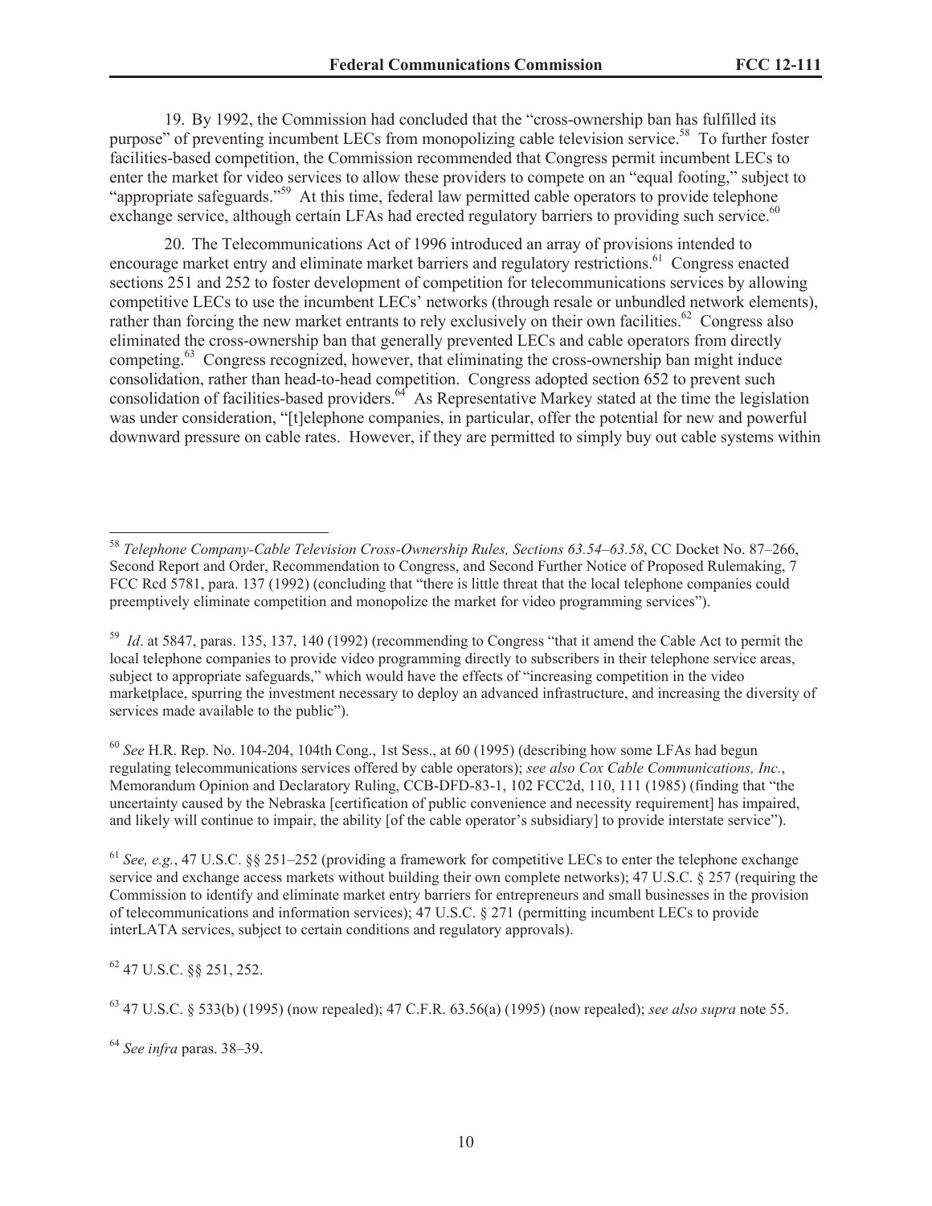19. By 1992, the Commission had concluded that the "cross-ownership ban has fulfilled its purpose" of preventing incumbent LECs from monopolizing cable television service.[58] To further foster facilities-based competition, the Commission recommended that Congress permit incumbent LECs to enter the market for video services to allow these providers to compete on an "equal footing," subject to "appropriate safeguards."[59] At this time, federal law permitted cable operators to provide telephone exchange service, although certain LFAs had erected regulatory barriers to providing such service.[60]

20. The Telecommunications Act of 1996 introduced an array of provisions intended to encourage market entry and eliminate market barriers and regulatory restrictions.[61] Congress enacted sections 251 and 252 to foster development of competition for telecommunications services by allowing competitive LECs to use the incumbent LECs' networks (through resale or unbundled network elements), rather than forcing the new market entrants to rely exclusively on their own facilities.[62] Congress also eliminated the cross-ownership ban that generally prevented LECs and cable operators from directly competing.[63] Congress recognized, however, that eliminating the cross-ownership ban might induce consolidation, rather than head-to-head competition. Congress adopted section 652 to prevent such consolidation of facilities-based providers.[64] As Representative Markey stated at the time the legislation was under consideration, "[t]elephone companies, in particular, offer the potential for new and powerful downward pressure on cable rates. However, if they are permitted to simply buy out cable systems within

---

[58] *Telephone Company-Cable Television Cross-Ownership Rules, Sections 63.54–63.58*, CC Docket No. 87–266, Second Report and Order, Recommendation to Congress, and Second Further Notice of Proposed Rulemaking, 7 FCC Rcd 5781, para. 137 (1992) (concluding that "there is little threat that the local telephone companies could preemptively eliminate competition and monopolize the market for video programming services").

[59] *Id*. at 5847, paras. 135, 137, 140 (1992) (recommending to Congress "that it amend the Cable Act to permit the local telephone companies to provide video programming directly to subscribers in their telephone service areas, subject to appropriate safeguards," which would have the effects of "increasing competition in the video marketplace, spurring the investment necessary to deploy an advanced infrastructure, and increasing the diversity of services made available to the public").

[60] *See* H.R. Rep. No. 104-204, 104th Cong., 1st Sess., at 60 (1995) (describing how some LFAs had begun regulating telecommunications services offered by cable operators); *see also Cox Cable Communications, Inc.*, Memorandum Opinion and Declaratory Ruling, CCB-DFD-83-1, 102 FCC2d, 110, 111 (1985) (finding that "the uncertainty caused by the Nebraska [certification of public convenience and necessity requirement] has impaired, and likely will continue to impair, the ability [of the cable operator's subsidiary] to provide interstate service").

[61] *See, e.g.*, 47 U.S.C. §§ 251–252 (providing a framework for competitive LECs to enter the telephone exchange service and exchange access markets without building their own complete networks); 47 U.S.C. § 257 (requiring the Commission to identify and eliminate market entry barriers for entrepreneurs and small businesses in the provision of telecommunications and information services); 47 U.S.C. § 271 (permitting incumbent LECs to provide interLATA services, subject to certain conditions and regulatory approvals).

[62] 47 U.S.C. §§ 251, 252.

[63] 47 U.S.C. § 533(b) (1995) (now repealed); 47 C.F.R. 63.56(a) (1995) (now repealed); *see also supra* note 55.

[64] *See infra* paras. 38–39.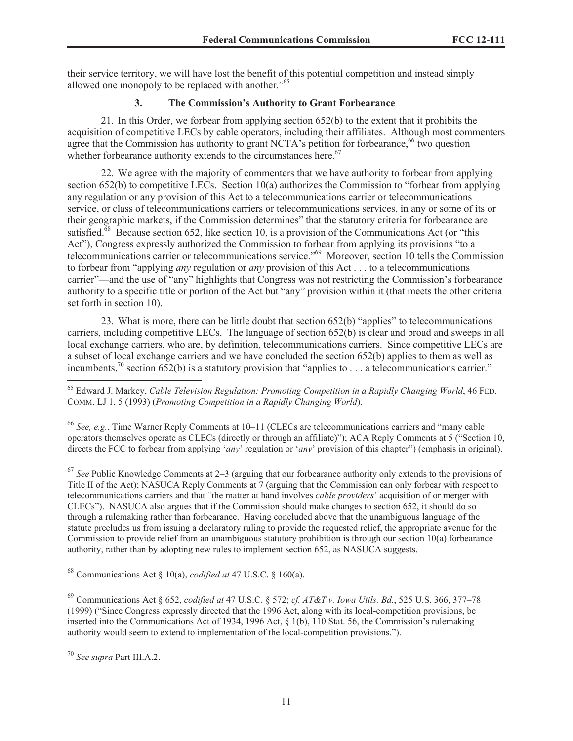their service territory, we will have lost the benefit of this potential competition and instead simply allowed one monopoly to be replaced with another."[65]

### 3. The Commission's Authority to Grant Forbearance

21. In this Order, we forbear from applying section 652(b) to the extent that it prohibits the acquisition of competitive LECs by cable operators, including their affiliates. Although most commenters agree that the Commission has authority to grant NCTA's petition for forbearance,[66] two question whether forbearance authority extends to the circumstances here.[67]

22. We agree with the majority of commenters that we have authority to forbear from applying section 652(b) to competitive LECs. Section 10(a) authorizes the Commission to "forbear from applying any regulation or any provision of this Act to a telecommunications carrier or telecommunications service, or class of telecommunications carriers or telecommunications services, in any or some of its or their geographic markets, if the Commission determines" that the statutory criteria for forbearance are satisfied.[68] Because section 652, like section 10, is a provision of the Communications Act (or "this Act"), Congress expressly authorized the Commission to forbear from applying its provisions "to a telecommunications carrier or telecommunications service."[69] Moreover, section 10 tells the Commission to forbear from "applying *any* regulation or *any* provision of this Act . . . to a telecommunications carrier"—and the use of "any" highlights that Congress was not restricting the Commission's forbearance authority to a specific title or portion of the Act but "any" provision within it (that meets the other criteria set forth in section 10).

23. What is more, there can be little doubt that section 652(b) "applies" to telecommunications carriers, including competitive LECs. The language of section 652(b) is clear and broad and sweeps in all local exchange carriers, who are, by definition, telecommunications carriers. Since competitive LECs are a subset of local exchange carriers and we have concluded the section 652(b) applies to them as well as incumbents,[70] section 652(b) is a statutory provision that "applies to . . . a telecommunications carrier."

---

[65] Edward J. Markey, *Cable Television Regulation: Promoting Competition in a Rapidly Changing World*, 46 FED. COMM. LJ 1, 5 (1993) (*Promoting Competition in a Rapidly Changing World*).

[66] *See, e.g.*, Time Warner Reply Comments at 10–11 (CLECs are telecommunications carriers and "many cable operators themselves operate as CLECs (directly or through an affiliate)"); ACA Reply Comments at 5 ("Section 10, directs the FCC to forbear from applying '*any*' regulation or '*any*' provision of this chapter") (emphasis in original).

[67] *See* Public Knowledge Comments at 2–3 (arguing that our forbearance authority only extends to the provisions of Title II of the Act); NASUCA Reply Comments at 7 (arguing that the Commission can only forbear with respect to telecommunications carriers and that "the matter at hand involves *cable providers*' acquisition of or merger with CLECs"). NASUCA also argues that if the Commission should make changes to section 652, it should do so through a rulemaking rather than forbearance. Having concluded above that the unambiguous language of the statute precludes us from issuing a declaratory ruling to provide the requested relief, the appropriate avenue for the Commission to provide relief from an unambiguous statutory prohibition is through our section 10(a) forbearance authority, rather than by adopting new rules to implement section 652, as NASUCA suggests.

[68] Communications Act § 10(a), *codified at* 47 U.S.C. § 160(a).

[69] Communications Act § 652, *codified at* 47 U.S.C. § 572; *cf. AT&T v. Iowa Utils. Bd.*, 525 U.S. 366, 377–78 (1999) ("Since Congress expressly directed that the 1996 Act, along with its local-competition provisions, be inserted into the Communications Act of 1934, 1996 Act, § 1(b), 110 Stat. 56, the Commission's rulemaking authority would seem to extend to implementation of the local-competition provisions.").

[70] *See supra* Part III.A.2.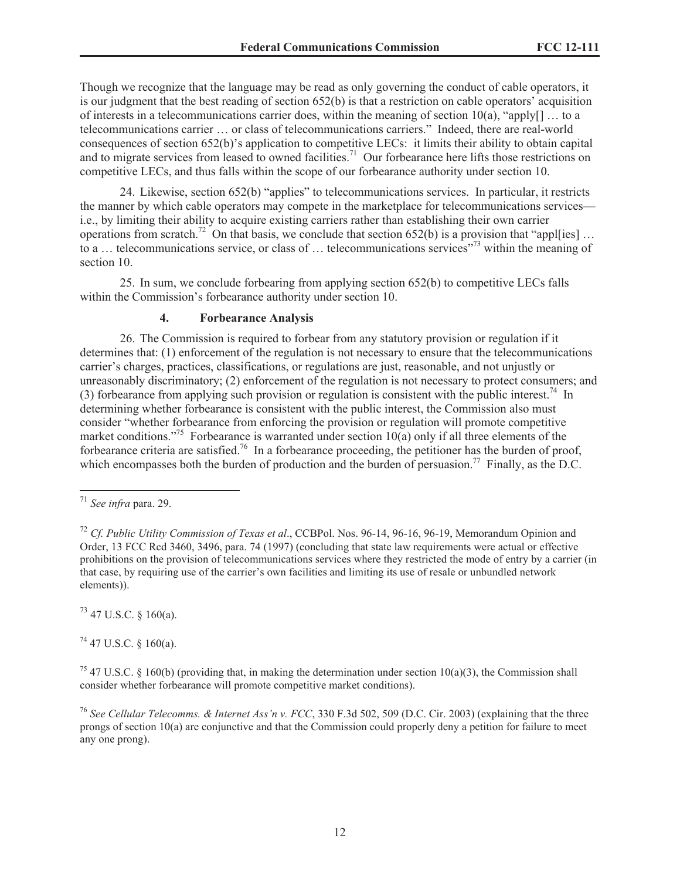Though we recognize that the language may be read as only governing the conduct of cable operators, it is our judgment that the best reading of section 652(b) is that a restriction on cable operators' acquisition of interests in a telecommunications carrier does, within the meaning of section 10(a), "apply[] … to a telecommunications carrier … or class of telecommunications carriers." Indeed, there are real-world consequences of section 652(b)'s application to competitive LECs: it limits their ability to obtain capital and to migrate services from leased to owned facilities.[71] Our forbearance here lifts those restrictions on competitive LECs, and thus falls within the scope of our forbearance authority under section 10.

24. Likewise, section 652(b) "applies" to telecommunications services. In particular, it restricts the manner by which cable operators may compete in the marketplace for telecommunications services—i.e., by limiting their ability to acquire existing carriers rather than establishing their own carrier operations from scratch.[72] On that basis, we conclude that section 652(b) is a provision that "appl[ies] … to a … telecommunications service, or class of … telecommunications services"[73] within the meaning of section 10.

25. In sum, we conclude forbearing from applying section 652(b) to competitive LECs falls within the Commission's forbearance authority under section 10.

#### 4. Forbearance Analysis

26. The Commission is required to forbear from any statutory provision or regulation if it determines that: (1) enforcement of the regulation is not necessary to ensure that the telecommunications carrier's charges, practices, classifications, or regulations are just, reasonable, and not unjustly or unreasonably discriminatory; (2) enforcement of the regulation is not necessary to protect consumers; and (3) forbearance from applying such provision or regulation is consistent with the public interest.[74] In determining whether forbearance is consistent with the public interest, the Commission also must consider "whether forbearance from enforcing the provision or regulation will promote competitive market conditions."[75] Forbearance is warranted under section 10(a) only if all three elements of the forbearance criteria are satisfied.[76] In a forbearance proceeding, the petitioner has the burden of proof, which encompasses both the burden of production and the burden of persuasion.[77] Finally, as the D.C.

---

[71] *See infra* para. 29.

[72] *Cf. Public Utility Commission of Texas et al*., CCBPol. Nos. 96-14, 96-16, 96-19, Memorandum Opinion and Order, 13 FCC Rcd 3460, 3496, para. 74 (1997) (concluding that state law requirements were actual or effective prohibitions on the provision of telecommunications services where they restricted the mode of entry by a carrier (in that case, by requiring use of the carrier's own facilities and limiting its use of resale or unbundled network elements)).

[73] 47 U.S.C. § 160(a).

[74] 47 U.S.C. § 160(a).

[75] 47 U.S.C. § 160(b) (providing that, in making the determination under section 10(a)(3), the Commission shall consider whether forbearance will promote competitive market conditions).

[76] *See Cellular Telecomms. & Internet Ass'n v. FCC*, 330 F.3d 502, 509 (D.C. Cir. 2003) (explaining that the three prongs of section 10(a) are conjunctive and that the Commission could properly deny a petition for failure to meet any one prong).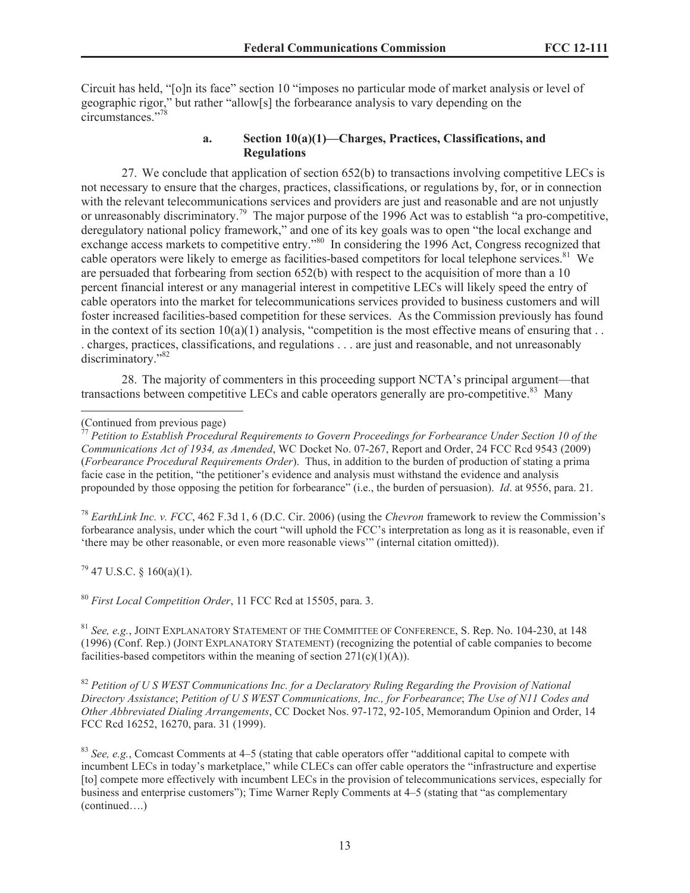Circuit has held, "[o]n its face" section 10 "imposes no particular mode of market analysis or level of geographic rigor," but rather "allow[s] the forbearance analysis to vary depending on the circumstances."[78]

#### a. Section 10(a)(1)—Charges, Practices, Classifications, and Regulations

27. We conclude that application of section 652(b) to transactions involving competitive LECs is not necessary to ensure that the charges, practices, classifications, or regulations by, for, or in connection with the relevant telecommunications services and providers are just and reasonable and are not unjustly or unreasonably discriminatory.[79] The major purpose of the 1996 Act was to establish "a pro-competitive, deregulatory national policy framework," and one of its key goals was to open "the local exchange and exchange access markets to competitive entry."[80] In considering the 1996 Act, Congress recognized that cable operators were likely to emerge as facilities-based competitors for local telephone services.[81] We are persuaded that forbearing from section 652(b) with respect to the acquisition of more than a 10 percent financial interest or any managerial interest in competitive LECs will likely speed the entry of cable operators into the market for telecommunications services provided to business customers and will foster increased facilities-based competition for these services. As the Commission previously has found in the context of its section 10(a)(1) analysis, "competition is the most effective means of ensuring that . . . charges, practices, classifications, and regulations . . . are just and reasonable, and not unreasonably discriminatory."[82]

28. The majority of commenters in this proceeding support NCTA's principal argument—that transactions between competitive LECs and cable operators generally are pro-competitive.[83] Many

---

(Continued from previous page)

[77] *Petition to Establish Procedural Requirements to Govern Proceedings for Forbearance Under Section 10 of the Communications Act of 1934, as Amended*, WC Docket No. 07-267, Report and Order, 24 FCC Rcd 9543 (2009) (*Forbearance Procedural Requirements Order*). Thus, in addition to the burden of production of stating a prima facie case in the petition, "the petitioner's evidence and analysis must withstand the evidence and analysis propounded by those opposing the petition for forbearance" (i.e., the burden of persuasion). *Id*. at 9556, para. 21.

[78] *EarthLink Inc. v. FCC*, 462 F.3d 1, 6 (D.C. Cir. 2006) (using the *Chevron* framework to review the Commission's forbearance analysis, under which the court "will uphold the FCC's interpretation as long as it is reasonable, even if 'there may be other reasonable, or even more reasonable views'" (internal citation omitted)).

[79] 47 U.S.C. § 160(a)(1).

[80] *First Local Competition Order*, 11 FCC Rcd at 15505, para. 3.

[81] *See, e.g.*, JOINT EXPLANATORY STATEMENT OF THE COMMITTEE OF CONFERENCE, S. Rep. No. 104-230, at 148 (1996) (Conf. Rep.) (JOINT EXPLANATORY STATEMENT) (recognizing the potential of cable companies to become facilities-based competitors within the meaning of section 271(c)(1)(A)).

[82] *Petition of U S WEST Communications Inc. for a Declaratory Ruling Regarding the Provision of National Directory Assistance*; *Petition of U S WEST Communications, Inc., for Forbearance*; *The Use of N11 Codes and Other Abbreviated Dialing Arrangements*, CC Docket Nos. 97-172, 92-105, Memorandum Opinion and Order, 14 FCC Rcd 16252, 16270, para. 31 (1999).

[83] *See, e.g.*, Comcast Comments at 4–5 (stating that cable operators offer "additional capital to compete with incumbent LECs in today's marketplace," while CLECs can offer cable operators the "infrastructure and expertise [to] compete more effectively with incumbent LECs in the provision of telecommunications services, especially for business and enterprise customers"); Time Warner Reply Comments at 4–5 (stating that "as complementary (continued….)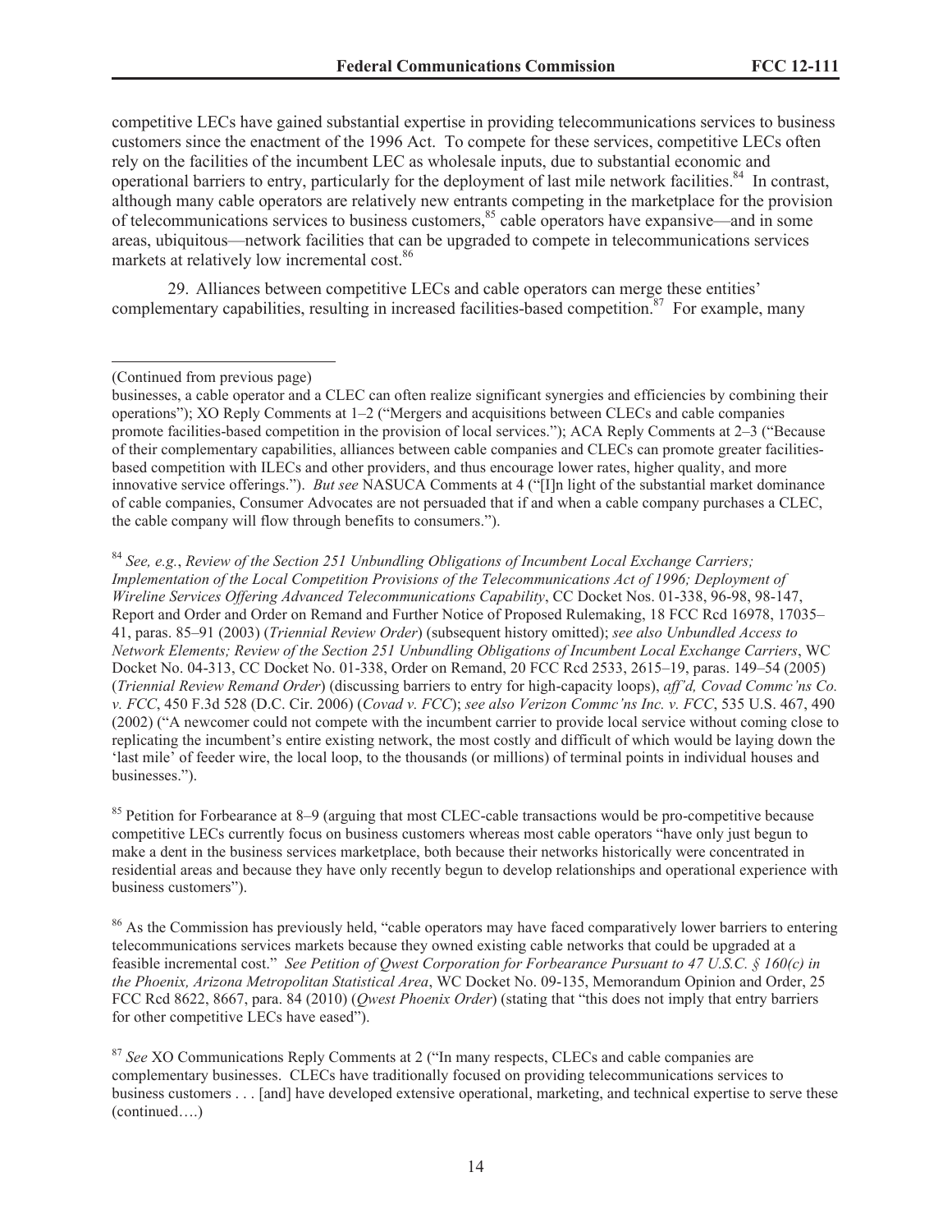competitive LECs have gained substantial expertise in providing telecommunications services to business customers since the enactment of the 1996 Act. To compete for these services, competitive LECs often rely on the facilities of the incumbent LEC as wholesale inputs, due to substantial economic and operational barriers to entry, particularly for the deployment of last mile network facilities.[84] In contrast, although many cable operators are relatively new entrants competing in the marketplace for the provision of telecommunications services to business customers,[85] cable operators have expansive—and in some areas, ubiquitous—network facilities that can be upgraded to compete in telecommunications services markets at relatively low incremental cost.[86]

29. Alliances between competitive LECs and cable operators can merge these entities' complementary capabilities, resulting in increased facilities-based competition.[87] For example, many

---

(Continued from previous page)
businesses, a cable operator and a CLEC can often realize significant synergies and efficiencies by combining their operations"); XO Reply Comments at 1–2 ("Mergers and acquisitions between CLECs and cable companies promote facilities-based competition in the provision of local services."); ACA Reply Comments at 2–3 ("Because of their complementary capabilities, alliances between cable companies and CLECs can promote greater facilities-based competition with ILECs and other providers, and thus encourage lower rates, higher quality, and more innovative service offerings."). *But see* NASUCA Comments at 4 ("[I]n light of the substantial market dominance of cable companies, Consumer Advocates are not persuaded that if and when a cable company purchases a CLEC, the cable company will flow through benefits to consumers.").

[84] *See, e.g.*, *Review of the Section 251 Unbundling Obligations of Incumbent Local Exchange Carriers; Implementation of the Local Competition Provisions of the Telecommunications Act of 1996; Deployment of Wireline Services Offering Advanced Telecommunications Capability*, CC Docket Nos. 01-338, 96-98, 98-147, Report and Order and Order on Remand and Further Notice of Proposed Rulemaking, 18 FCC Rcd 16978, 17035–41, paras. 85–91 (2003) (*Triennial Review Order*) (subsequent history omitted); *see also Unbundled Access to Network Elements; Review of the Section 251 Unbundling Obligations of Incumbent Local Exchange Carriers*, WC Docket No. 04-313, CC Docket No. 01-338, Order on Remand, 20 FCC Rcd 2533, 2615–19, paras. 149–54 (2005) (*Triennial Review Remand Order*) (discussing barriers to entry for high-capacity loops), *aff'd, Covad Commc'ns Co. v. FCC*, 450 F.3d 528 (D.C. Cir. 2006) (*Covad v. FCC*); *see also Verizon Commc'ns Inc. v. FCC*, 535 U.S. 467, 490 (2002) ("A newcomer could not compete with the incumbent carrier to provide local service without coming close to replicating the incumbent's entire existing network, the most costly and difficult of which would be laying down the 'last mile' of feeder wire, the local loop, to the thousands (or millions) of terminal points in individual houses and businesses.").

[85] Petition for Forbearance at 8–9 (arguing that most CLEC-cable transactions would be pro-competitive because competitive LECs currently focus on business customers whereas most cable operators "have only just begun to make a dent in the business services marketplace, both because their networks historically were concentrated in residential areas and because they have only recently begun to develop relationships and operational experience with business customers").

[86] As the Commission has previously held, "cable operators may have faced comparatively lower barriers to entering telecommunications services markets because they owned existing cable networks that could be upgraded at a feasible incremental cost." *See Petition of Qwest Corporation for Forbearance Pursuant to 47 U.S.C. § 160(c) in the Phoenix, Arizona Metropolitan Statistical Area*, WC Docket No. 09-135, Memorandum Opinion and Order, 25 FCC Rcd 8622, 8667, para. 84 (2010) (*Qwest Phoenix Order*) (stating that "this does not imply that entry barriers for other competitive LECs have eased").

[87] *See* XO Communications Reply Comments at 2 ("In many respects, CLECs and cable companies are complementary businesses. CLECs have traditionally focused on providing telecommunications services to business customers . . . [and] have developed extensive operational, marketing, and technical expertise to serve these (continued….)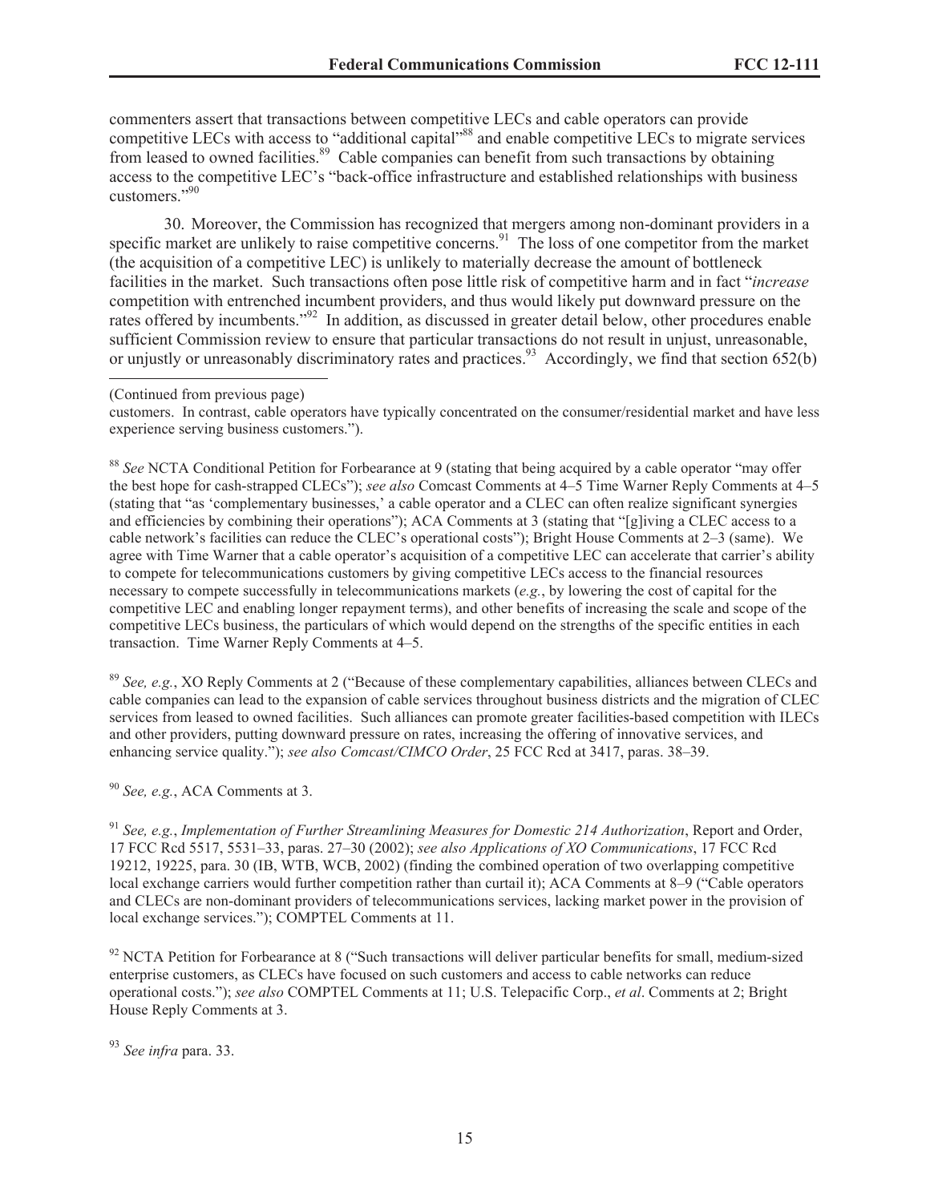commenters assert that transactions between competitive LECs and cable operators can provide competitive LECs with access to "additional capital"[88] and enable competitive LECs to migrate services from leased to owned facilities.[89] Cable companies can benefit from such transactions by obtaining access to the competitive LEC's "back-office infrastructure and established relationships with business customers."[90]

30. Moreover, the Commission has recognized that mergers among non-dominant providers in a specific market are unlikely to raise competitive concerns.[91] The loss of one competitor from the market (the acquisition of a competitive LEC) is unlikely to materially decrease the amount of bottleneck facilities in the market. Such transactions often pose little risk of competitive harm and in fact "*increase* competition with entrenched incumbent providers, and thus would likely put downward pressure on the rates offered by incumbents."[92] In addition, as discussed in greater detail below, other procedures enable sufficient Commission review to ensure that particular transactions do not result in unjust, unreasonable, or unjustly or unreasonably discriminatory rates and practices.[93] Accordingly, we find that section 652(b)

---

(Continued from previous page)

customers. In contrast, cable operators have typically concentrated on the consumer/residential market and have less experience serving business customers.").

[88] *See* NCTA Conditional Petition for Forbearance at 9 (stating that being acquired by a cable operator "may offer the best hope for cash-strapped CLECs"); *see also* Comcast Comments at 4–5 Time Warner Reply Comments at 4–5 (stating that "as 'complementary businesses,' a cable operator and a CLEC can often realize significant synergies and efficiencies by combining their operations"); ACA Comments at 3 (stating that "[g]iving a CLEC access to a cable network's facilities can reduce the CLEC's operational costs"); Bright House Comments at 2–3 (same). We agree with Time Warner that a cable operator's acquisition of a competitive LEC can accelerate that carrier's ability to compete for telecommunications customers by giving competitive LECs access to the financial resources necessary to compete successfully in telecommunications markets (*e.g.*, by lowering the cost of capital for the competitive LEC and enabling longer repayment terms), and other benefits of increasing the scale and scope of the competitive LECs business, the particulars of which would depend on the strengths of the specific entities in each transaction. Time Warner Reply Comments at 4–5.

[89] *See, e.g.*, XO Reply Comments at 2 ("Because of these complementary capabilities, alliances between CLECs and cable companies can lead to the expansion of cable services throughout business districts and the migration of CLEC services from leased to owned facilities. Such alliances can promote greater facilities-based competition with ILECs and other providers, putting downward pressure on rates, increasing the offering of innovative services, and enhancing service quality."); *see also Comcast/CIMCO Order*, 25 FCC Rcd at 3417, paras. 38–39.

[90] *See, e.g.*, ACA Comments at 3.

[91] *See, e.g.*, *Implementation of Further Streamlining Measures for Domestic 214 Authorization*, Report and Order, 17 FCC Rcd 5517, 5531–33, paras. 27–30 (2002); *see also Applications of XO Communications*, 17 FCC Rcd 19212, 19225, para. 30 (IB, WTB, WCB, 2002) (finding the combined operation of two overlapping competitive local exchange carriers would further competition rather than curtail it); ACA Comments at 8–9 ("Cable operators and CLECs are non-dominant providers of telecommunications services, lacking market power in the provision of local exchange services."); COMPTEL Comments at 11.

[92] NCTA Petition for Forbearance at 8 ("Such transactions will deliver particular benefits for small, medium-sized enterprise customers, as CLECs have focused on such customers and access to cable networks can reduce operational costs."); *see also* COMPTEL Comments at 11; U.S. Telepacific Corp., *et al*. Comments at 2; Bright House Reply Comments at 3.

[93] *See infra* para. 33.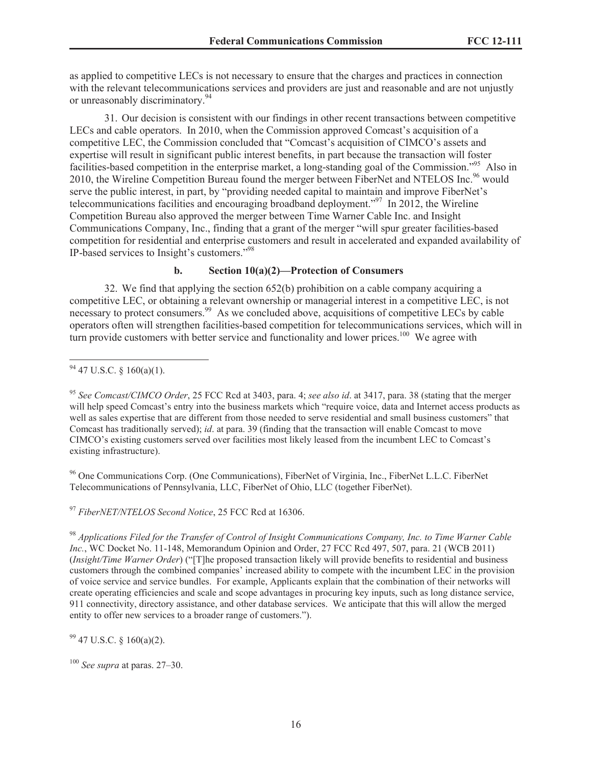as applied to competitive LECs is not necessary to ensure that the charges and practices in connection with the relevant telecommunications services and providers are just and reasonable and are not unjustly or unreasonably discriminatory.[94]

31. Our decision is consistent with our findings in other recent transactions between competitive LECs and cable operators. In 2010, when the Commission approved Comcast's acquisition of a competitive LEC, the Commission concluded that "Comcast's acquisition of CIMCO's assets and expertise will result in significant public interest benefits, in part because the transaction will foster facilities-based competition in the enterprise market, a long-standing goal of the Commission."[95] Also in 2010, the Wireline Competition Bureau found the merger between FiberNet and NTELOS Inc.[96] would serve the public interest, in part, by "providing needed capital to maintain and improve FiberNet's telecommunications facilities and encouraging broadband deployment."[97] In 2012, the Wireline Competition Bureau also approved the merger between Time Warner Cable Inc. and Insight Communications Company, Inc., finding that a grant of the merger "will spur greater facilities-based competition for residential and enterprise customers and result in accelerated and expanded availability of IP-based services to Insight's customers."[98]

### b. Section 10(a)(2)—Protection of Consumers

32. We find that applying the section 652(b) prohibition on a cable company acquiring a competitive LEC, or obtaining a relevant ownership or managerial interest in a competitive LEC, is not necessary to protect consumers.[99] As we concluded above, acquisitions of competitive LECs by cable operators often will strengthen facilities-based competition for telecommunications services, which will in turn provide customers with better service and functionality and lower prices.[100] We agree with

---

[94] 47 U.S.C. § 160(a)(1).

[95] *See Comcast/CIMCO Order*, 25 FCC Rcd at 3403, para. 4; *see also id*. at 3417, para. 38 (stating that the merger will help speed Comcast's entry into the business markets which "require voice, data and Internet access products as well as sales expertise that are different from those needed to serve residential and small business customers" that Comcast has traditionally served); *id*. at para. 39 (finding that the transaction will enable Comcast to move CIMCO's existing customers served over facilities most likely leased from the incumbent LEC to Comcast's existing infrastructure).

[96] One Communications Corp. (One Communications), FiberNet of Virginia, Inc., FiberNet L.L.C. FiberNet Telecommunications of Pennsylvania, LLC, FiberNet of Ohio, LLC (together FiberNet).

[97] *FiberNET/NTELOS Second Notice*, 25 FCC Rcd at 16306.

[98] *Applications Filed for the Transfer of Control of Insight Communications Company, Inc. to Time Warner Cable Inc.*, WC Docket No. 11-148, Memorandum Opinion and Order, 27 FCC Rcd 497, 507, para. 21 (WCB 2011) (*Insight/Time Warner Order*) ("[T]he proposed transaction likely will provide benefits to residential and business customers through the combined companies' increased ability to compete with the incumbent LEC in the provision of voice service and service bundles. For example, Applicants explain that the combination of their networks will create operating efficiencies and scale and scope advantages in procuring key inputs, such as long distance service, 911 connectivity, directory assistance, and other database services. We anticipate that this will allow the merged entity to offer new services to a broader range of customers.").

[99] 47 U.S.C. § 160(a)(2).

[100] *See supra* at paras. 27–30.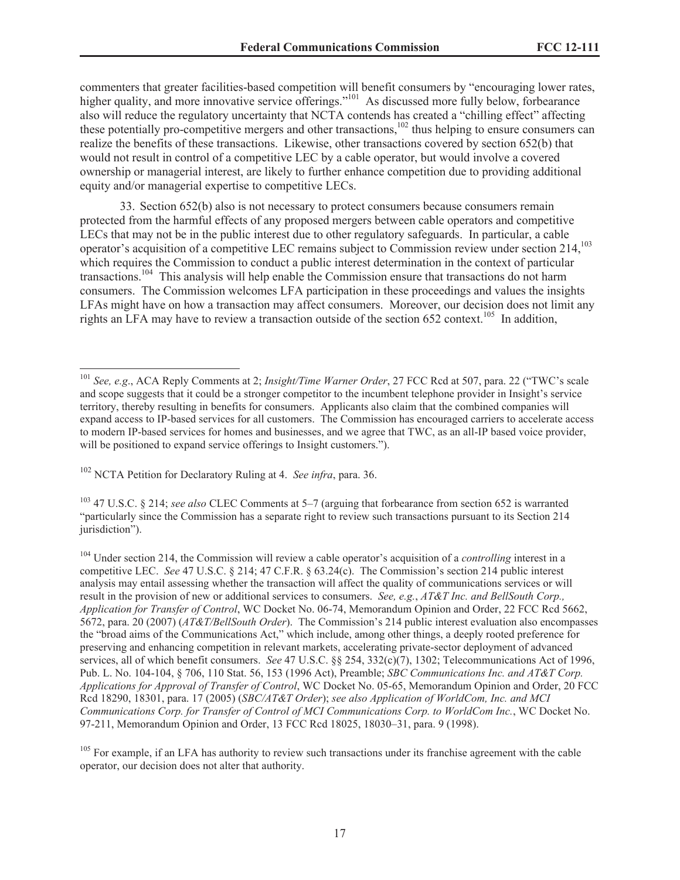commenters that greater facilities-based competition will benefit consumers by "encouraging lower rates, higher quality, and more innovative service offerings."[101] As discussed more fully below, forbearance also will reduce the regulatory uncertainty that NCTA contends has created a "chilling effect" affecting these potentially pro-competitive mergers and other transactions,[102] thus helping to ensure consumers can realize the benefits of these transactions. Likewise, other transactions covered by section 652(b) that would not result in control of a competitive LEC by a cable operator, but would involve a covered ownership or managerial interest, are likely to further enhance competition due to providing additional equity and/or managerial expertise to competitive LECs.

33. Section 652(b) also is not necessary to protect consumers because consumers remain protected from the harmful effects of any proposed mergers between cable operators and competitive LECs that may not be in the public interest due to other regulatory safeguards. In particular, a cable operator's acquisition of a competitive LEC remains subject to Commission review under section 214,[103] which requires the Commission to conduct a public interest determination in the context of particular transactions.[104] This analysis will help enable the Commission ensure that transactions do not harm consumers. The Commission welcomes LFA participation in these proceedings and values the insights LFAs might have on how a transaction may affect consumers. Moreover, our decision does not limit any rights an LFA may have to review a transaction outside of the section 652 context.[105] In addition,

---

[101] *See, e.g*., ACA Reply Comments at 2; *Insight/Time Warner Order*, 27 FCC Rcd at 507, para. 22 ("TWC's scale and scope suggests that it could be a stronger competitor to the incumbent telephone provider in Insight's service territory, thereby resulting in benefits for consumers. Applicants also claim that the combined companies will expand access to IP-based services for all customers. The Commission has encouraged carriers to accelerate access to modern IP-based services for homes and businesses, and we agree that TWC, as an all-IP based voice provider, will be positioned to expand service offerings to Insight customers.").

[102] NCTA Petition for Declaratory Ruling at 4. *See infra*, para. 36.

[103] 47 U.S.C. § 214; *see also* CLEC Comments at 5–7 (arguing that forbearance from section 652 is warranted "particularly since the Commission has a separate right to review such transactions pursuant to its Section 214 jurisdiction").

[104] Under section 214, the Commission will review a cable operator's acquisition of a *controlling* interest in a competitive LEC. *See* 47 U.S.C. § 214; 47 C.F.R. § 63.24(c). The Commission's section 214 public interest analysis may entail assessing whether the transaction will affect the quality of communications services or will result in the provision of new or additional services to consumers. *See, e.g.*, *AT&T Inc. and BellSouth Corp., Application for Transfer of Control*, WC Docket No. 06-74, Memorandum Opinion and Order, 22 FCC Rcd 5662, 5672, para. 20 (2007) (*AT&T/BellSouth Order*). The Commission's 214 public interest evaluation also encompasses the "broad aims of the Communications Act," which include, among other things, a deeply rooted preference for preserving and enhancing competition in relevant markets, accelerating private-sector deployment of advanced services, all of which benefit consumers. *See* 47 U.S.C. §§ 254, 332(c)(7), 1302; Telecommunications Act of 1996, Pub. L. No. 104-104, § 706, 110 Stat. 56, 153 (1996 Act), Preamble; *SBC Communications Inc. and AT&T Corp. Applications for Approval of Transfer of Control*, WC Docket No. 05-65, Memorandum Opinion and Order, 20 FCC Rcd 18290, 18301, para. 17 (2005) (*SBC/AT&T Order*); *see also Application of WorldCom, Inc. and MCI Communications Corp. for Transfer of Control of MCI Communications Corp. to WorldCom Inc.*, WC Docket No. 97-211, Memorandum Opinion and Order, 13 FCC Rcd 18025, 18030–31, para. 9 (1998).

[105] For example, if an LFA has authority to review such transactions under its franchise agreement with the cable operator, our decision does not alter that authority.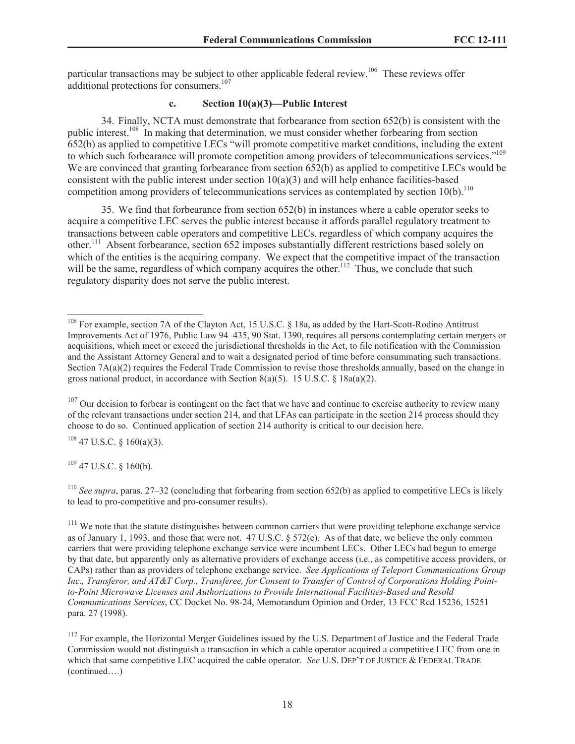particular transactions may be subject to other applicable federal review.[106] These reviews offer additional protections for consumers.[107]

### c. Section 10(a)(3)—Public Interest

34. Finally, NCTA must demonstrate that forbearance from section 652(b) is consistent with the public interest.[108] In making that determination, we must consider whether forbearing from section 652(b) as applied to competitive LECs "will promote competitive market conditions, including the extent to which such forbearance will promote competition among providers of telecommunications services."[109] We are convinced that granting forbearance from section 652(b) as applied to competitive LECs would be consistent with the public interest under section 10(a)(3) and will help enhance facilities-based competition among providers of telecommunications services as contemplated by section 10(b).[110]

35. We find that forbearance from section 652(b) in instances where a cable operator seeks to acquire a competitive LEC serves the public interest because it affords parallel regulatory treatment to transactions between cable operators and competitive LECs, regardless of which company acquires the other.[111] Absent forbearance, section 652 imposes substantially different restrictions based solely on which of the entities is the acquiring company. We expect that the competitive impact of the transaction will be the same, regardless of which company acquires the other.[112] Thus, we conclude that such regulatory disparity does not serve the public interest.

---

[106] For example, section 7A of the Clayton Act, 15 U.S.C. § 18a, as added by the Hart-Scott-Rodino Antitrust Improvements Act of 1976, Public Law 94–435, 90 Stat. 1390, requires all persons contemplating certain mergers or acquisitions, which meet or exceed the jurisdictional thresholds in the Act, to file notification with the Commission and the Assistant Attorney General and to wait a designated period of time before consummating such transactions. Section 7A(a)(2) requires the Federal Trade Commission to revise those thresholds annually, based on the change in gross national product, in accordance with Section 8(a)(5). 15 U.S.C. § 18a(a)(2).

[107] Our decision to forbear is contingent on the fact that we have and continue to exercise authority to review many of the relevant transactions under section 214, and that LFAs can participate in the section 214 process should they choose to do so. Continued application of section 214 authority is critical to our decision here.

[108] 47 U.S.C. § 160(a)(3).

[109] 47 U.S.C. § 160(b).

[110] *See supra*, paras. 27–32 (concluding that forbearing from section 652(b) as applied to competitive LECs is likely to lead to pro-competitive and pro-consumer results).

[111] We note that the statute distinguishes between common carriers that were providing telephone exchange service as of January 1, 1993, and those that were not. 47 U.S.C. § 572(e). As of that date, we believe the only common carriers that were providing telephone exchange service were incumbent LECs. Other LECs had begun to emerge by that date, but apparently only as alternative providers of exchange access (i.e., as competitive access providers, or CAPs) rather than as providers of telephone exchange service. *See Applications of Teleport Communications Group Inc., Transferor, and AT&T Corp., Transferee, for Consent to Transfer of Control of Corporations Holding Point-to-Point Microwave Licenses and Authorizations to Provide International Facilities-Based and Resold Communications Services*, CC Docket No. 98-24, Memorandum Opinion and Order, 13 FCC Rcd 15236, 15251 para. 27 (1998).

[112] For example, the Horizontal Merger Guidelines issued by the U.S. Department of Justice and the Federal Trade Commission would not distinguish a transaction in which a cable operator acquired a competitive LEC from one in which that same competitive LEC acquired the cable operator. *See* U.S. DEP'T OF JUSTICE & FEDERAL TRADE (continued….)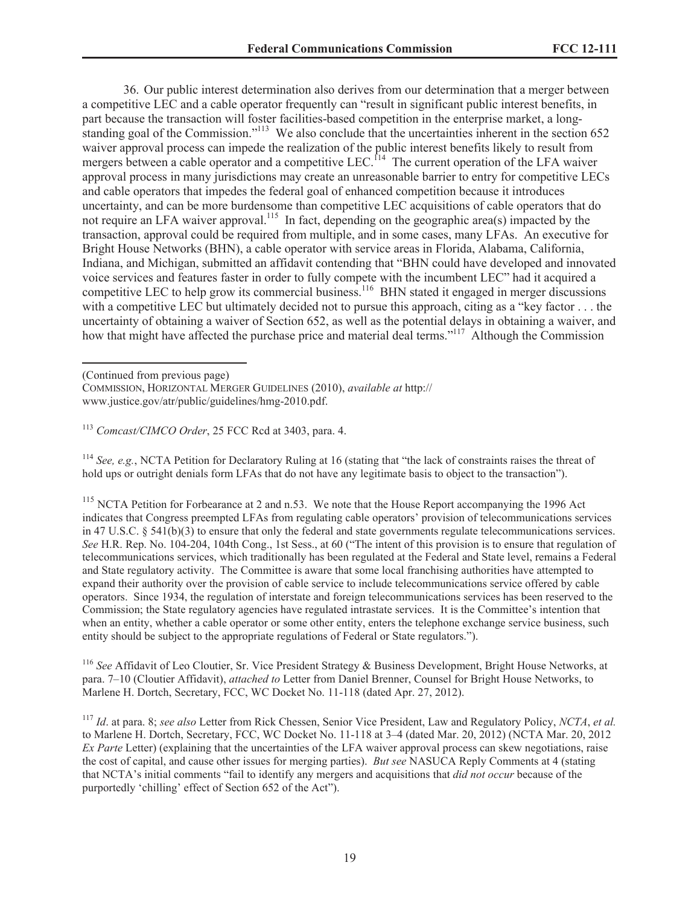36. Our public interest determination also derives from our determination that a merger between a competitive LEC and a cable operator frequently can "result in significant public interest benefits, in part because the transaction will foster facilities-based competition in the enterprise market, a long-standing goal of the Commission."[113] We also conclude that the uncertainties inherent in the section 652 waiver approval process can impede the realization of the public interest benefits likely to result from mergers between a cable operator and a competitive LEC.[114] The current operation of the LFA waiver approval process in many jurisdictions may create an unreasonable barrier to entry for competitive LECs and cable operators that impedes the federal goal of enhanced competition because it introduces uncertainty, and can be more burdensome than competitive LEC acquisitions of cable operators that do not require an LFA waiver approval.[115] In fact, depending on the geographic area(s) impacted by the transaction, approval could be required from multiple, and in some cases, many LFAs. An executive for Bright House Networks (BHN), a cable operator with service areas in Florida, Alabama, California, Indiana, and Michigan, submitted an affidavit contending that "BHN could have developed and innovated voice services and features faster in order to fully compete with the incumbent LEC" had it acquired a competitive LEC to help grow its commercial business.[116] BHN stated it engaged in merger discussions with a competitive LEC but ultimately decided not to pursue this approach, citing as a "key factor . . . the uncertainty of obtaining a waiver of Section 652, as well as the potential delays in obtaining a waiver, and how that might have affected the purchase price and material deal terms."[117] Although the Commission

---

(Continued from previous page)
COMMISSION, HORIZONTAL MERGER GUIDELINES (2010), *available at* http://www.justice.gov/atr/public/guidelines/hmg-2010.pdf.

[113] *Comcast/CIMCO Order*, 25 FCC Rcd at 3403, para. 4.

[114] *See, e.g.*, NCTA Petition for Declaratory Ruling at 16 (stating that "the lack of constraints raises the threat of hold ups or outright denials form LFAs that do not have any legitimate basis to object to the transaction").

[115] NCTA Petition for Forbearance at 2 and n.53. We note that the House Report accompanying the 1996 Act indicates that Congress preempted LFAs from regulating cable operators' provision of telecommunications services in 47 U.S.C. § 541(b)(3) to ensure that only the federal and state governments regulate telecommunications services. *See* H.R. Rep. No. 104-204, 104th Cong., 1st Sess., at 60 ("The intent of this provision is to ensure that regulation of telecommunications services, which traditionally has been regulated at the Federal and State level, remains a Federal and State regulatory activity. The Committee is aware that some local franchising authorities have attempted to expand their authority over the provision of cable service to include telecommunications service offered by cable operators. Since 1934, the regulation of interstate and foreign telecommunications services has been reserved to the Commission; the State regulatory agencies have regulated intrastate services. It is the Committee's intention that when an entity, whether a cable operator or some other entity, enters the telephone exchange service business, such entity should be subject to the appropriate regulations of Federal or State regulators.").

[116] *See* Affidavit of Leo Cloutier, Sr. Vice President Strategy & Business Development, Bright House Networks, at para. 7–10 (Cloutier Affidavit), *attached to* Letter from Daniel Brenner, Counsel for Bright House Networks, to Marlene H. Dortch, Secretary, FCC, WC Docket No. 11-118 (dated Apr. 27, 2012).

[117] *Id*. at para. 8; *see also* Letter from Rick Chessen, Senior Vice President, Law and Regulatory Policy, *NCTA*, *et al.* to Marlene H. Dortch, Secretary, FCC, WC Docket No. 11-118 at 3–4 (dated Mar. 20, 2012) (NCTA Mar. 20, 2012 *Ex Parte* Letter) (explaining that the uncertainties of the LFA waiver approval process can skew negotiations, raise the cost of capital, and cause other issues for merging parties). *But see* NASUCA Reply Comments at 4 (stating that NCTA's initial comments "fail to identify any mergers and acquisitions that *did not occur* because of the purportedly 'chilling' effect of Section 652 of the Act").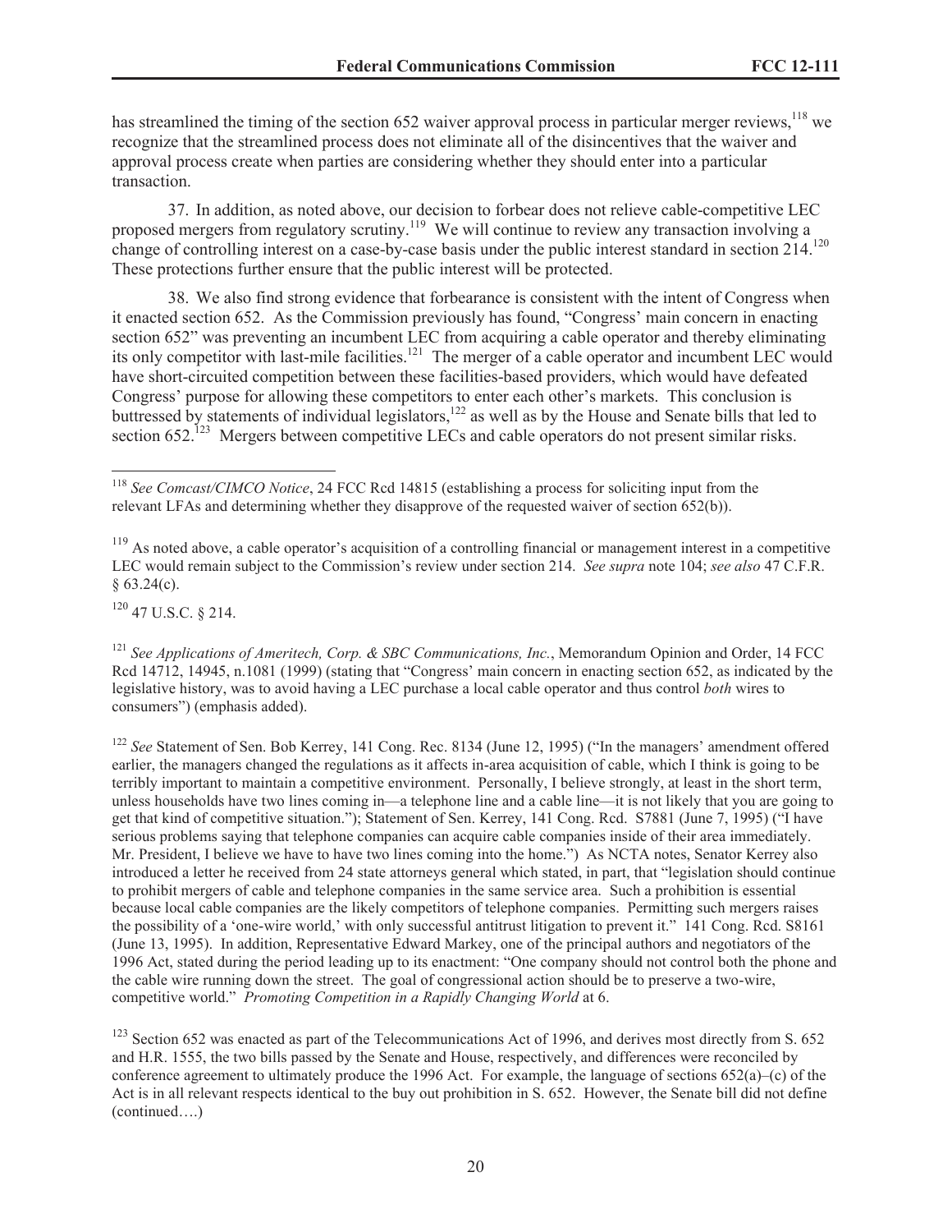has streamlined the timing of the section 652 waiver approval process in particular merger reviews,[118] we recognize that the streamlined process does not eliminate all of the disincentives that the waiver and approval process create when parties are considering whether they should enter into a particular transaction.

37. In addition, as noted above, our decision to forbear does not relieve cable-competitive LEC proposed mergers from regulatory scrutiny.[119] We will continue to review any transaction involving a change of controlling interest on a case-by-case basis under the public interest standard in section 214.[120] These protections further ensure that the public interest will be protected.

38. We also find strong evidence that forbearance is consistent with the intent of Congress when it enacted section 652. As the Commission previously has found, "Congress' main concern in enacting section 652" was preventing an incumbent LEC from acquiring a cable operator and thereby eliminating its only competitor with last-mile facilities.[121] The merger of a cable operator and incumbent LEC would have short-circuited competition between these facilities-based providers, which would have defeated Congress' purpose for allowing these competitors to enter each other's markets. This conclusion is buttressed by statements of individual legislators,[122] as well as by the House and Senate bills that led to section 652.[123] Mergers between competitive LECs and cable operators do not present similar risks.

---

[118] *See Comcast/CIMCO Notice*, 24 FCC Rcd 14815 (establishing a process for soliciting input from the relevant LFAs and determining whether they disapprove of the requested waiver of section 652(b)).

[119] As noted above, a cable operator's acquisition of a controlling financial or management interest in a competitive LEC would remain subject to the Commission's review under section 214. *See supra* note 104; *see also* 47 C.F.R. § 63.24(c).

[120] 47 U.S.C. § 214.

[121] *See Applications of Ameritech, Corp. & SBC Communications, Inc.*, Memorandum Opinion and Order, 14 FCC Rcd 14712, 14945, n.1081 (1999) (stating that "Congress' main concern in enacting section 652, as indicated by the legislative history, was to avoid having a LEC purchase a local cable operator and thus control *both* wires to consumers") (emphasis added).

[122] *See* Statement of Sen. Bob Kerrey, 141 Cong. Rec. 8134 (June 12, 1995) ("In the managers' amendment offered earlier, the managers changed the regulations as it affects in-area acquisition of cable, which I think is going to be terribly important to maintain a competitive environment. Personally, I believe strongly, at least in the short term, unless households have two lines coming in—a telephone line and a cable line—it is not likely that you are going to get that kind of competitive situation."); Statement of Sen. Kerrey, 141 Cong. Rcd. S7881 (June 7, 1995) ("I have serious problems saying that telephone companies can acquire cable companies inside of their area immediately. Mr. President, I believe we have to have two lines coming into the home.") As NCTA notes, Senator Kerrey also introduced a letter he received from 24 state attorneys general which stated, in part, that "legislation should continue to prohibit mergers of cable and telephone companies in the same service area. Such a prohibition is essential because local cable companies are the likely competitors of telephone companies. Permitting such mergers raises the possibility of a 'one-wire world,' with only successful antitrust litigation to prevent it." 141 Cong. Rcd. S8161 (June 13, 1995). In addition, Representative Edward Markey, one of the principal authors and negotiators of the 1996 Act, stated during the period leading up to its enactment: "One company should not control both the phone and the cable wire running down the street. The goal of congressional action should be to preserve a two-wire, competitive world." *Promoting Competition in a Rapidly Changing World* at 6.

[123] Section 652 was enacted as part of the Telecommunications Act of 1996, and derives most directly from S. 652 and H.R. 1555, the two bills passed by the Senate and House, respectively, and differences were reconciled by conference agreement to ultimately produce the 1996 Act. For example, the language of sections 652(a)–(c) of the Act is in all relevant respects identical to the buy out prohibition in S. 652. However, the Senate bill did not define (continued….)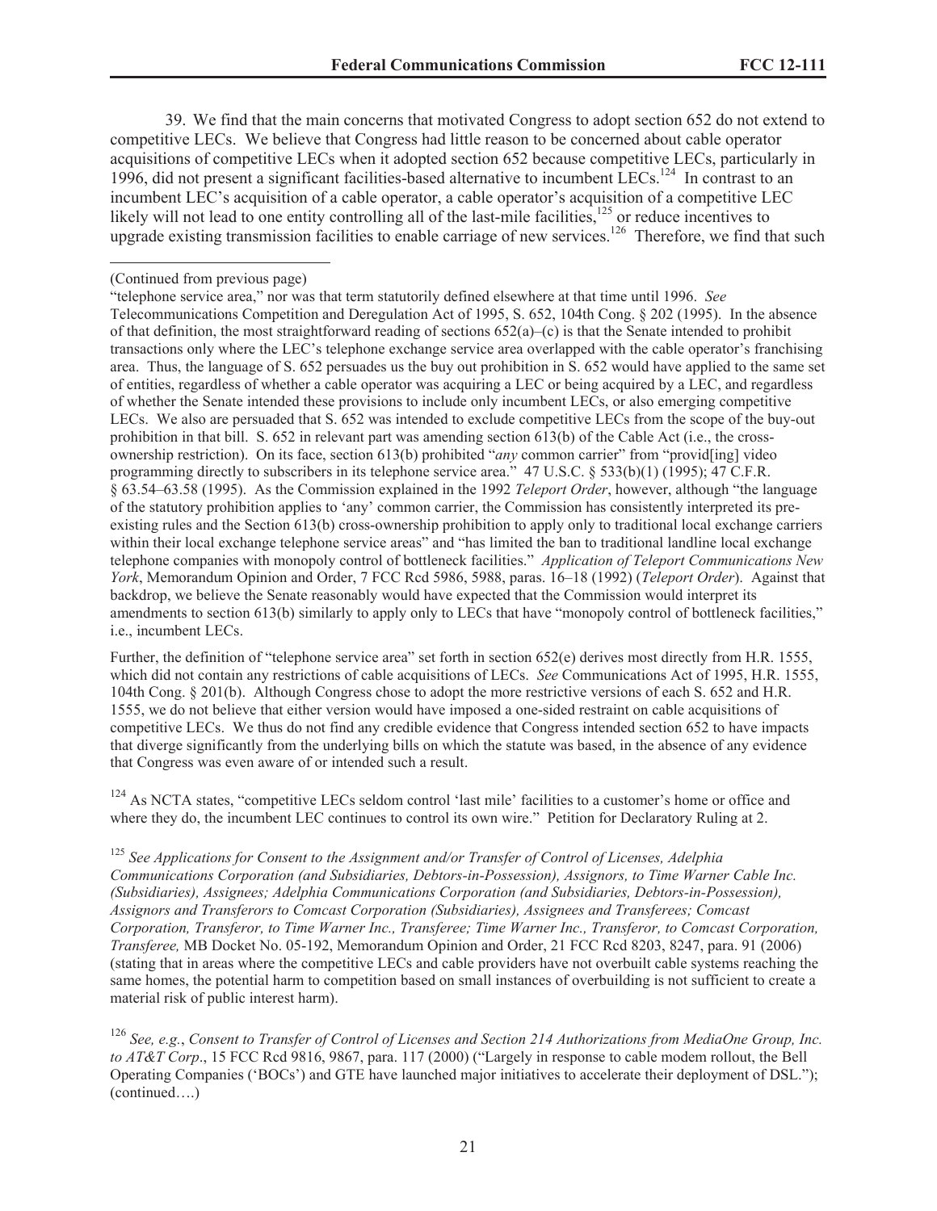39. We find that the main concerns that motivated Congress to adopt section 652 do not extend to competitive LECs. We believe that Congress had little reason to be concerned about cable operator acquisitions of competitive LECs when it adopted section 652 because competitive LECs, particularly in 1996, did not present a significant facilities-based alternative to incumbent LECs.[124] In contrast to an incumbent LEC's acquisition of a cable operator, a cable operator's acquisition of a competitive LEC likely will not lead to one entity controlling all of the last-mile facilities,[125] or reduce incentives to upgrade existing transmission facilities to enable carriage of new services.[126] Therefore, we find that such

(Continued from previous page)

"telephone service area," nor was that term statutorily defined elsewhere at that time until 1996. *See* Telecommunications Competition and Deregulation Act of 1995, S. 652, 104th Cong. § 202 (1995). In the absence of that definition, the most straightforward reading of sections 652(a)–(c) is that the Senate intended to prohibit transactions only where the LEC's telephone exchange service area overlapped with the cable operator's franchising area. Thus, the language of S. 652 persuades us the buy out prohibition in S. 652 would have applied to the same set of entities, regardless of whether a cable operator was acquiring a LEC or being acquired by a LEC, and regardless of whether the Senate intended these provisions to include only incumbent LECs, or also emerging competitive LECs. We also are persuaded that S. 652 was intended to exclude competitive LECs from the scope of the buy-out prohibition in that bill. S. 652 in relevant part was amending section 613(b) of the Cable Act (i.e., the cross-ownership restriction). On its face, section 613(b) prohibited "*any* common carrier" from "provid[ing] video programming directly to subscribers in its telephone service area." 47 U.S.C. § 533(b)(1) (1995); 47 C.F.R. § 63.54–63.58 (1995). As the Commission explained in the 1992 *Teleport Order*, however, although "the language of the statutory prohibition applies to 'any' common carrier, the Commission has consistently interpreted its pre-existing rules and the Section 613(b) cross-ownership prohibition to apply only to traditional local exchange carriers within their local exchange telephone service areas" and "has limited the ban to traditional landline local exchange telephone companies with monopoly control of bottleneck facilities." *Application of Teleport Communications New York*, Memorandum Opinion and Order, 7 FCC Rcd 5986, 5988, paras. 16–18 (1992) (*Teleport Order*). Against that backdrop, we believe the Senate reasonably would have expected that the Commission would interpret its amendments to section 613(b) similarly to apply only to LECs that have "monopoly control of bottleneck facilities," i.e., incumbent LECs.

Further, the definition of "telephone service area" set forth in section 652(e) derives most directly from H.R. 1555, which did not contain any restrictions of cable acquisitions of LECs. *See* Communications Act of 1995, H.R. 1555, 104th Cong. § 201(b). Although Congress chose to adopt the more restrictive versions of each S. 652 and H.R. 1555, we do not believe that either version would have imposed a one-sided restraint on cable acquisitions of competitive LECs. We thus do not find any credible evidence that Congress intended section 652 to have impacts that diverge significantly from the underlying bills on which the statute was based, in the absence of any evidence that Congress was even aware of or intended such a result.

[124] As NCTA states, "competitive LECs seldom control 'last mile' facilities to a customer's home or office and where they do, the incumbent LEC continues to control its own wire." Petition for Declaratory Ruling at 2.

[125] *See Applications for Consent to the Assignment and/or Transfer of Control of Licenses, Adelphia Communications Corporation (and Subsidiaries, Debtors-in-Possession), Assignors, to Time Warner Cable Inc. (Subsidiaries), Assignees; Adelphia Communications Corporation (and Subsidiaries, Debtors-in-Possession), Assignors and Transferors to Comcast Corporation (Subsidiaries), Assignees and Transferees; Comcast Corporation, Transferor, to Time Warner Inc., Transferee; Time Warner Inc., Transferor, to Comcast Corporation, Transferee,* MB Docket No. 05-192, Memorandum Opinion and Order, 21 FCC Rcd 8203, 8247, para. 91 (2006) (stating that in areas where the competitive LECs and cable providers have not overbuilt cable systems reaching the same homes, the potential harm to competition based on small instances of overbuilding is not sufficient to create a material risk of public interest harm).

[126] *See, e.g.*, *Consent to Transfer of Control of Licenses and Section 214 Authorizations from MediaOne Group, Inc. to AT&T Corp*., 15 FCC Rcd 9816, 9867, para. 117 (2000) ("Largely in response to cable modem rollout, the Bell Operating Companies ('BOCs') and GTE have launched major initiatives to accelerate their deployment of DSL."); (continued….)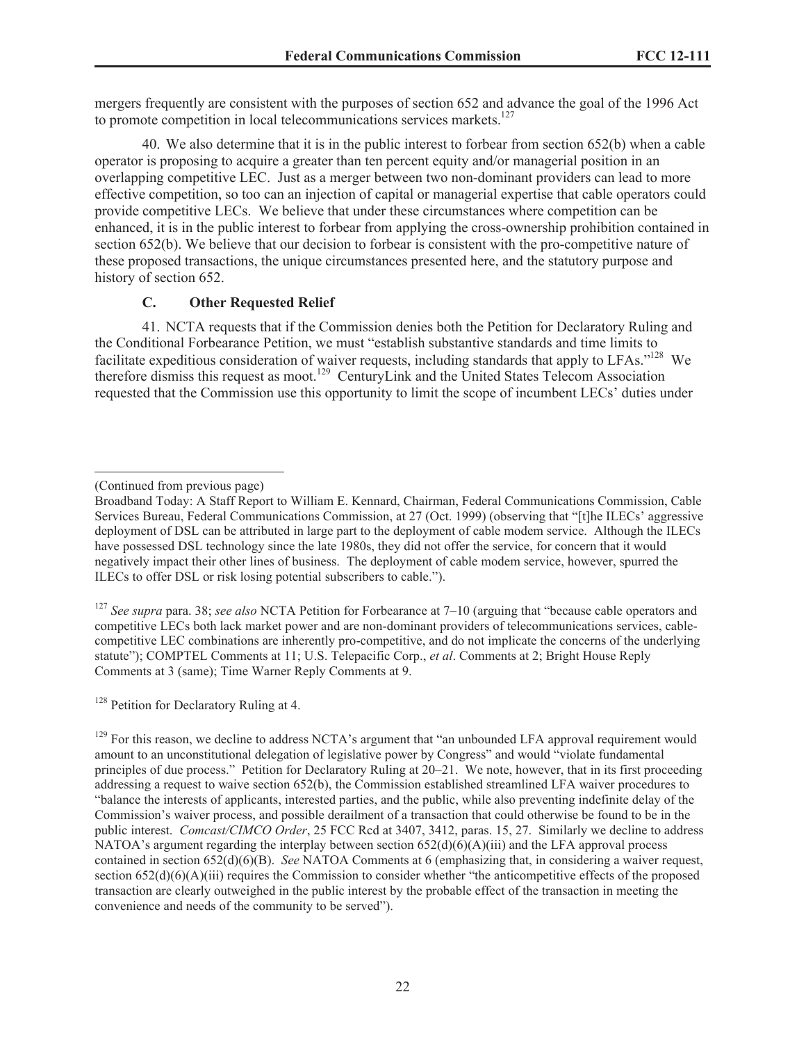mergers frequently are consistent with the purposes of section 652 and advance the goal of the 1996 Act to promote competition in local telecommunications services markets.[127]

40. We also determine that it is in the public interest to forbear from section 652(b) when a cable operator is proposing to acquire a greater than ten percent equity and/or managerial position in an overlapping competitive LEC. Just as a merger between two non-dominant providers can lead to more effective competition, so too can an injection of capital or managerial expertise that cable operators could provide competitive LECs. We believe that under these circumstances where competition can be enhanced, it is in the public interest to forbear from applying the cross-ownership prohibition contained in section 652(b). We believe that our decision to forbear is consistent with the pro-competitive nature of these proposed transactions, the unique circumstances presented here, and the statutory purpose and history of section 652.

### C. Other Requested Relief

41. NCTA requests that if the Commission denies both the Petition for Declaratory Ruling and the Conditional Forbearance Petition, we must "establish substantive standards and time limits to facilitate expeditious consideration of waiver requests, including standards that apply to LFAs."[128] We therefore dismiss this request as moot.[129] CenturyLink and the United States Telecom Association requested that the Commission use this opportunity to limit the scope of incumbent LECs' duties under

---

(Continued from previous page)

Broadband Today: A Staff Report to William E. Kennard, Chairman, Federal Communications Commission, Cable Services Bureau, Federal Communications Commission, at 27 (Oct. 1999) (observing that "[t]he ILECs' aggressive deployment of DSL can be attributed in large part to the deployment of cable modem service. Although the ILECs have possessed DSL technology since the late 1980s, they did not offer the service, for concern that it would negatively impact their other lines of business. The deployment of cable modem service, however, spurred the ILECs to offer DSL or risk losing potential subscribers to cable.").

[127] *See supra* para. 38; *see also* NCTA Petition for Forbearance at 7–10 (arguing that "because cable operators and competitive LECs both lack market power and are non-dominant providers of telecommunications services, cable-competitive LEC combinations are inherently pro-competitive, and do not implicate the concerns of the underlying statute"); COMPTEL Comments at 11; U.S. Telepacific Corp., *et al*. Comments at 2; Bright House Reply Comments at 3 (same); Time Warner Reply Comments at 9.

[128] Petition for Declaratory Ruling at 4.

[129] For this reason, we decline to address NCTA's argument that "an unbounded LFA approval requirement would amount to an unconstitutional delegation of legislative power by Congress" and would "violate fundamental principles of due process." Petition for Declaratory Ruling at 20–21. We note, however, that in its first proceeding addressing a request to waive section 652(b), the Commission established streamlined LFA waiver procedures to "balance the interests of applicants, interested parties, and the public, while also preventing indefinite delay of the Commission's waiver process, and possible derailment of a transaction that could otherwise be found to be in the public interest. *Comcast/CIMCO Order*, 25 FCC Rcd at 3407, 3412, paras. 15, 27. Similarly we decline to address NATOA's argument regarding the interplay between section 652(d)(6)(A)(iii) and the LFA approval process contained in section 652(d)(6)(B). *See* NATOA Comments at 6 (emphasizing that, in considering a waiver request, section 652(d)(6)(A)(iii) requires the Commission to consider whether "the anticompetitive effects of the proposed transaction are clearly outweighed in the public interest by the probable effect of the transaction in meeting the convenience and needs of the community to be served").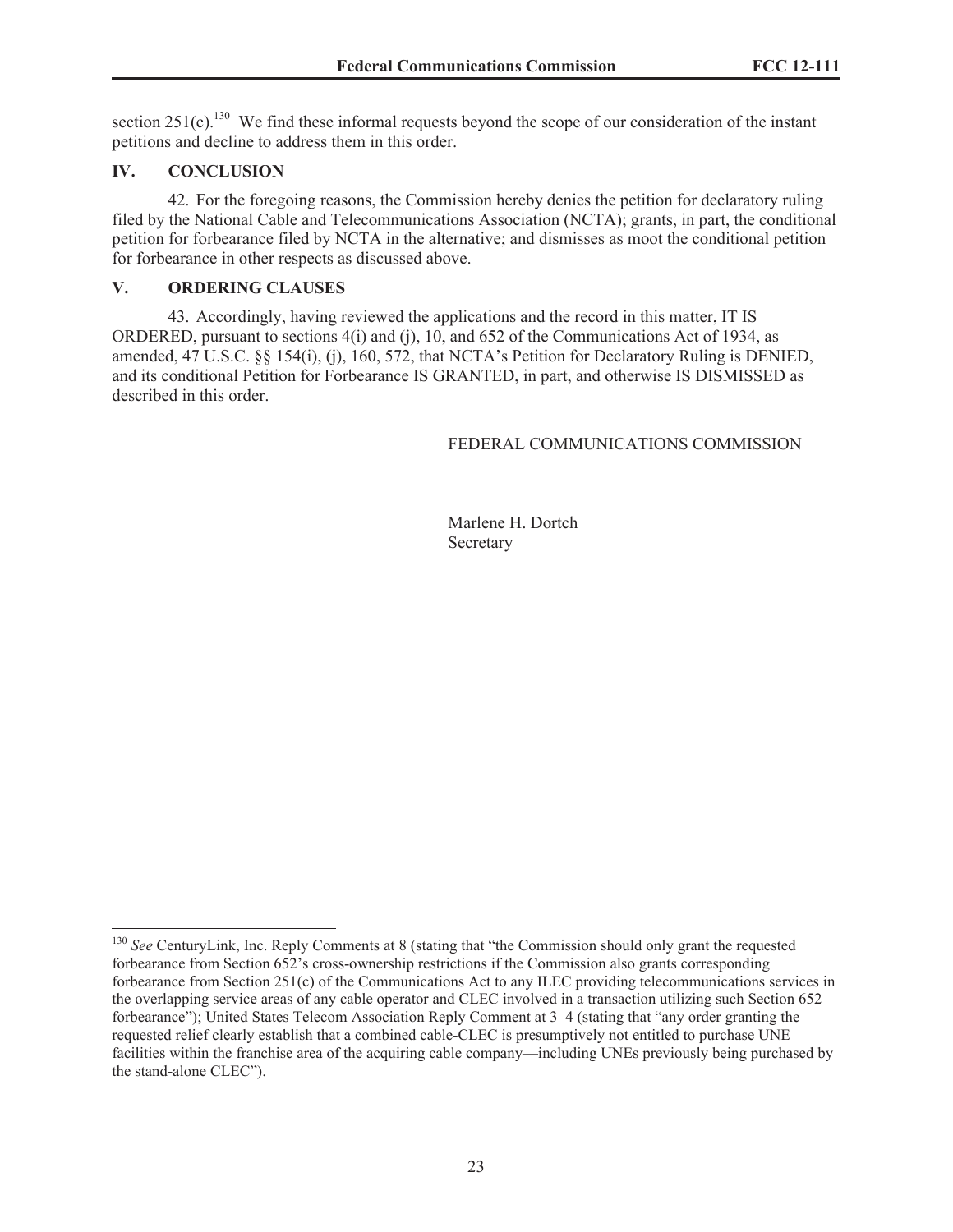section 251(c).[130] We find these informal requests beyond the scope of our consideration of the instant petitions and decline to address them in this order.

## IV. CONCLUSION

42. For the foregoing reasons, the Commission hereby denies the petition for declaratory ruling filed by the National Cable and Telecommunications Association (NCTA); grants, in part, the conditional petition for forbearance filed by NCTA in the alternative; and dismisses as moot the conditional petition for forbearance in other respects as discussed above.

## V. ORDERING CLAUSES

43. Accordingly, having reviewed the applications and the record in this matter, IT IS ORDERED, pursuant to sections 4(i) and (j), 10, and 652 of the Communications Act of 1934, as amended, 47 U.S.C. §§ 154(i), (j), 160, 572, that NCTA's Petition for Declaratory Ruling is DENIED, and its conditional Petition for Forbearance IS GRANTED, in part, and otherwise IS DISMISSED as described in this order.

FEDERAL COMMUNICATIONS COMMISSION

Marlene H. Dortch
Secretary

---

[130] *See* CenturyLink, Inc. Reply Comments at 8 (stating that "the Commission should only grant the requested forbearance from Section 652's cross-ownership restrictions if the Commission also grants corresponding forbearance from Section 251(c) of the Communications Act to any ILEC providing telecommunications services in the overlapping service areas of any cable operator and CLEC involved in a transaction utilizing such Section 652 forbearance"); United States Telecom Association Reply Comment at 3–4 (stating that "any order granting the requested relief clearly establish that a combined cable-CLEC is presumptively not entitled to purchase UNE facilities within the franchise area of the acquiring cable company—including UNEs previously being purchased by the stand-alone CLEC").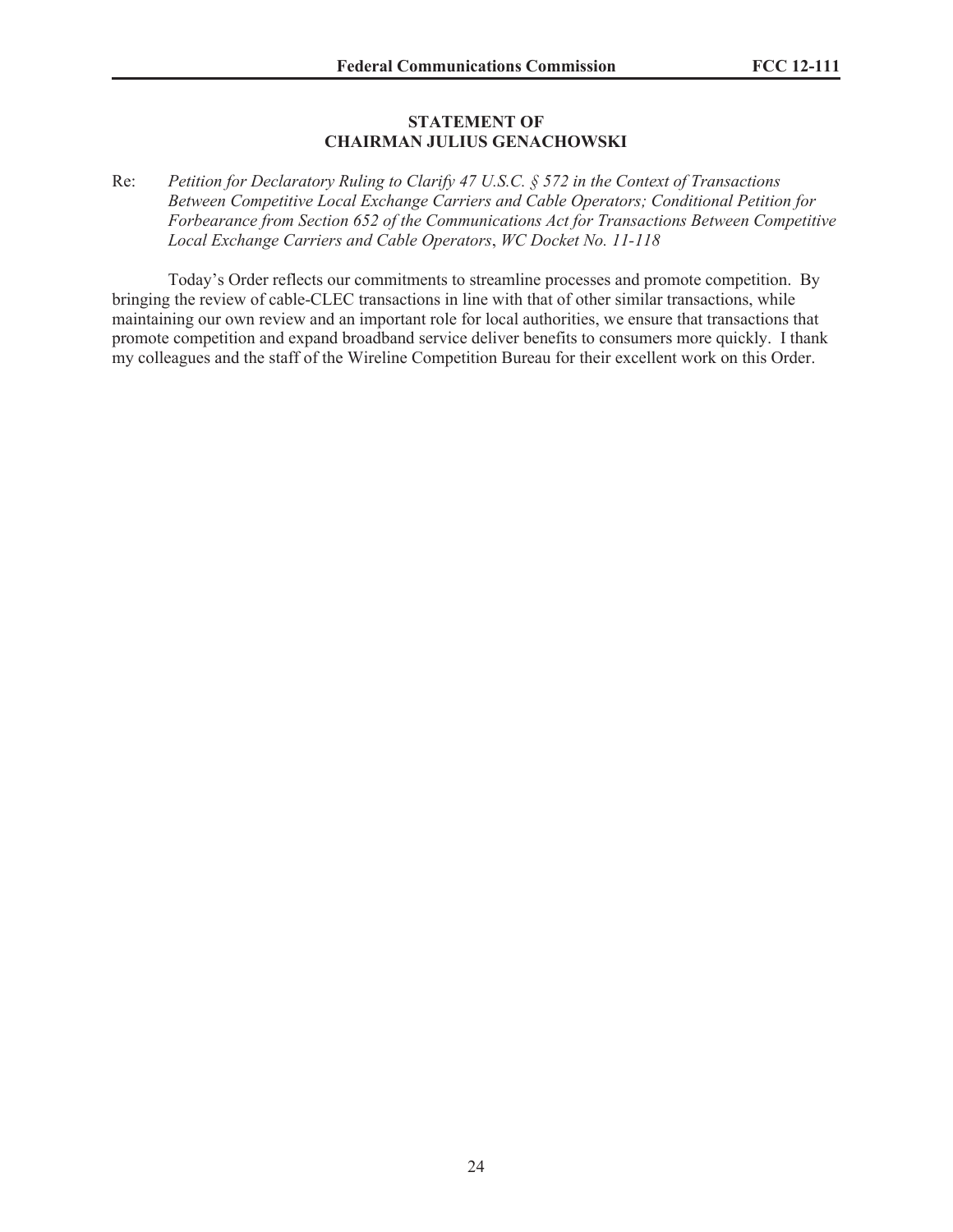**STATEMENT OF**
**CHAIRMAN JULIUS GENACHOWSKI**

Re: *Petition for Declaratory Ruling to Clarify 47 U.S.C. § 572 in the Context of Transactions Between Competitive Local Exchange Carriers and Cable Operators; Conditional Petition for Forbearance from Section 652 of the Communications Act for Transactions Between Competitive Local Exchange Carriers and Cable Operators*, *WC Docket No. 11-118*

Today's Order reflects our commitments to streamline processes and promote competition. By bringing the review of cable-CLEC transactions in line with that of other similar transactions, while maintaining our own review and an important role for local authorities, we ensure that transactions that promote competition and expand broadband service deliver benefits to consumers more quickly. I thank my colleagues and the staff of the Wireline Competition Bureau for their excellent work on this Order.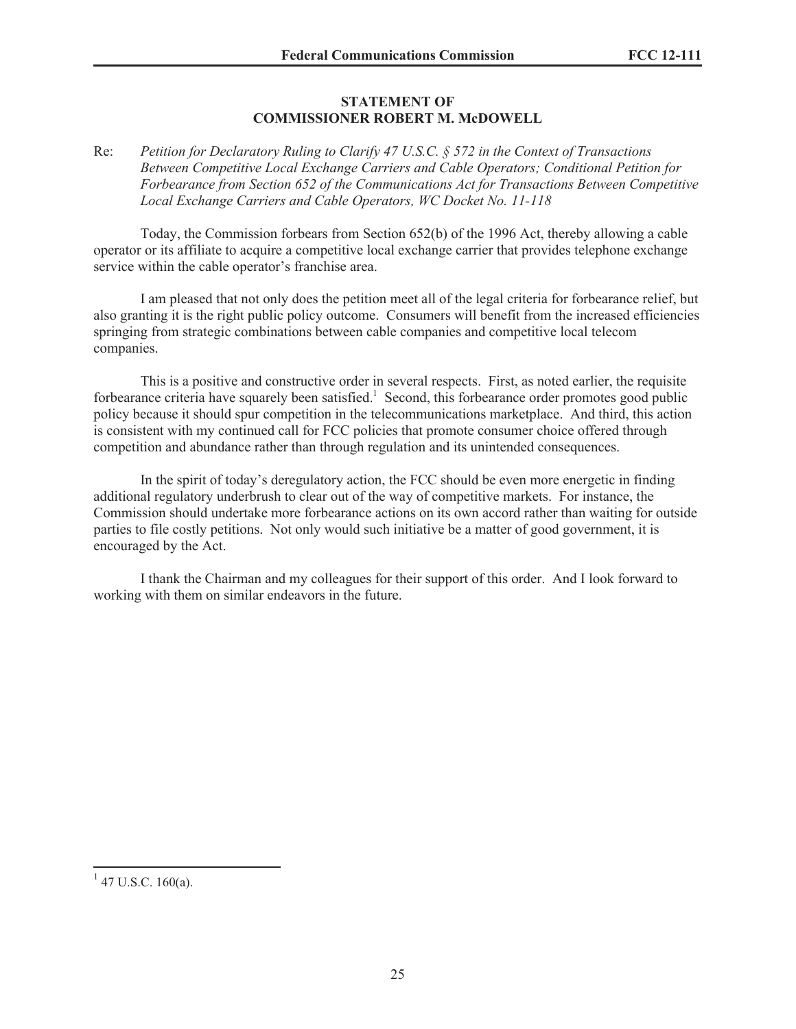**STATEMENT OF**
**COMMISSIONER ROBERT M. McDOWELL**

Re: *Petition for Declaratory Ruling to Clarify 47 U.S.C. § 572 in the Context of Transactions Between Competitive Local Exchange Carriers and Cable Operators; Conditional Petition for Forbearance from Section 652 of the Communications Act for Transactions Between Competitive Local Exchange Carriers and Cable Operators, WC Docket No. 11-118*

Today, the Commission forbears from Section 652(b) of the 1996 Act, thereby allowing a cable operator or its affiliate to acquire a competitive local exchange carrier that provides telephone exchange service within the cable operator's franchise area.

I am pleased that not only does the petition meet all of the legal criteria for forbearance relief, but also granting it is the right public policy outcome. Consumers will benefit from the increased efficiencies springing from strategic combinations between cable companies and competitive local telecom companies.

This is a positive and constructive order in several respects. First, as noted earlier, the requisite forbearance criteria have squarely been satisfied.[1] Second, this forbearance order promotes good public policy because it should spur competition in the telecommunications marketplace. And third, this action is consistent with my continued call for FCC policies that promote consumer choice offered through competition and abundance rather than through regulation and its unintended consequences.

In the spirit of today's deregulatory action, the FCC should be even more energetic in finding additional regulatory underbrush to clear out of the way of competitive markets. For instance, the Commission should undertake more forbearance actions on its own accord rather than waiting for outside parties to file costly petitions. Not only would such initiative be a matter of good government, it is encouraged by the Act.

I thank the Chairman and my colleagues for their support of this order. And I look forward to working with them on similar endeavors in the future.

---

[1] 47 U.S.C. 160(a).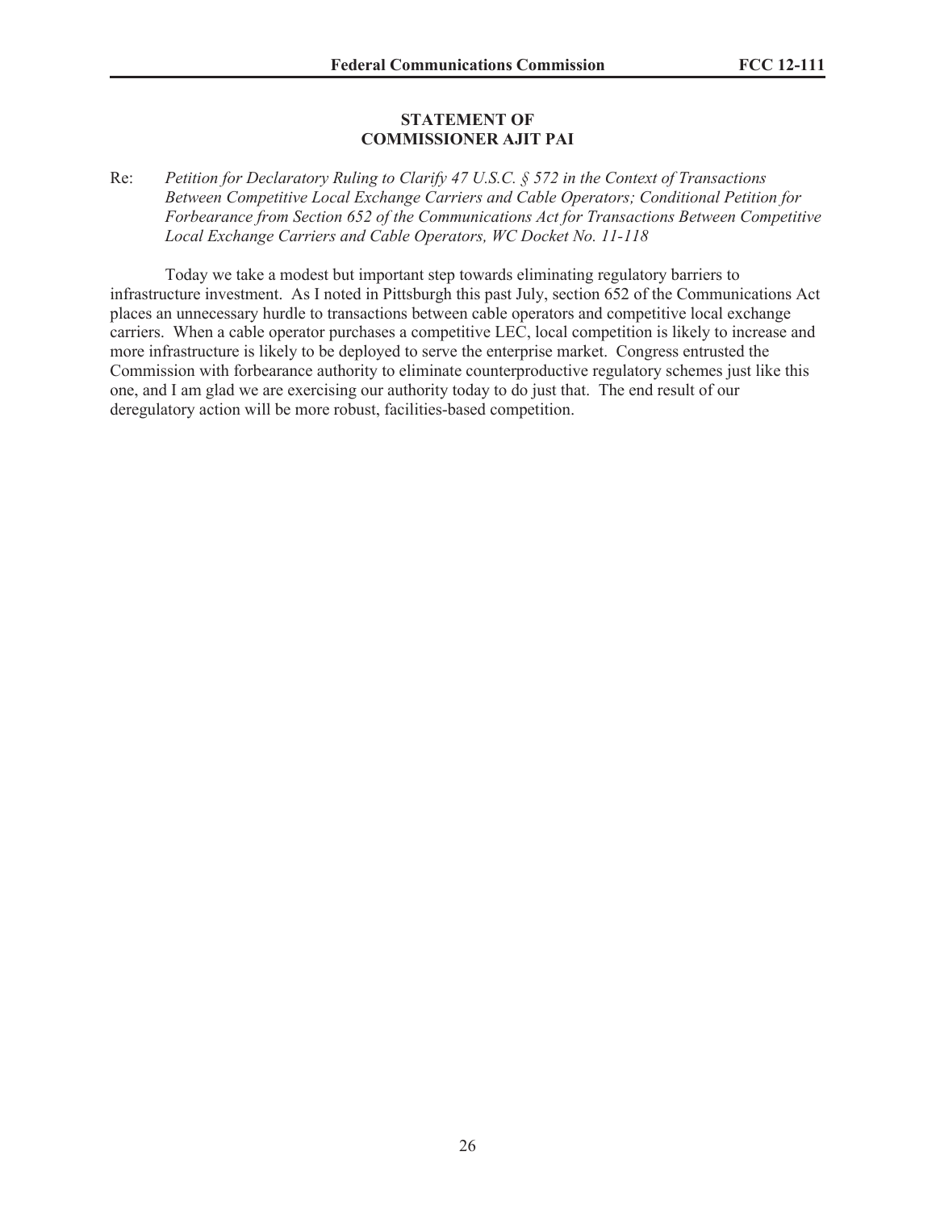**STATEMENT OF**
**COMMISSIONER AJIT PAI**

Re: *Petition for Declaratory Ruling to Clarify 47 U.S.C. § 572 in the Context of Transactions Between Competitive Local Exchange Carriers and Cable Operators; Conditional Petition for Forbearance from Section 652 of the Communications Act for Transactions Between Competitive Local Exchange Carriers and Cable Operators, WC Docket No. 11-118*

Today we take a modest but important step towards eliminating regulatory barriers to infrastructure investment. As I noted in Pittsburgh this past July, section 652 of the Communications Act places an unnecessary hurdle to transactions between cable operators and competitive local exchange carriers. When a cable operator purchases a competitive LEC, local competition is likely to increase and more infrastructure is likely to be deployed to serve the enterprise market. Congress entrusted the Commission with forbearance authority to eliminate counterproductive regulatory schemes just like this one, and I am glad we are exercising our authority today to do just that. The end result of our deregulatory action will be more robust, facilities-based competition.